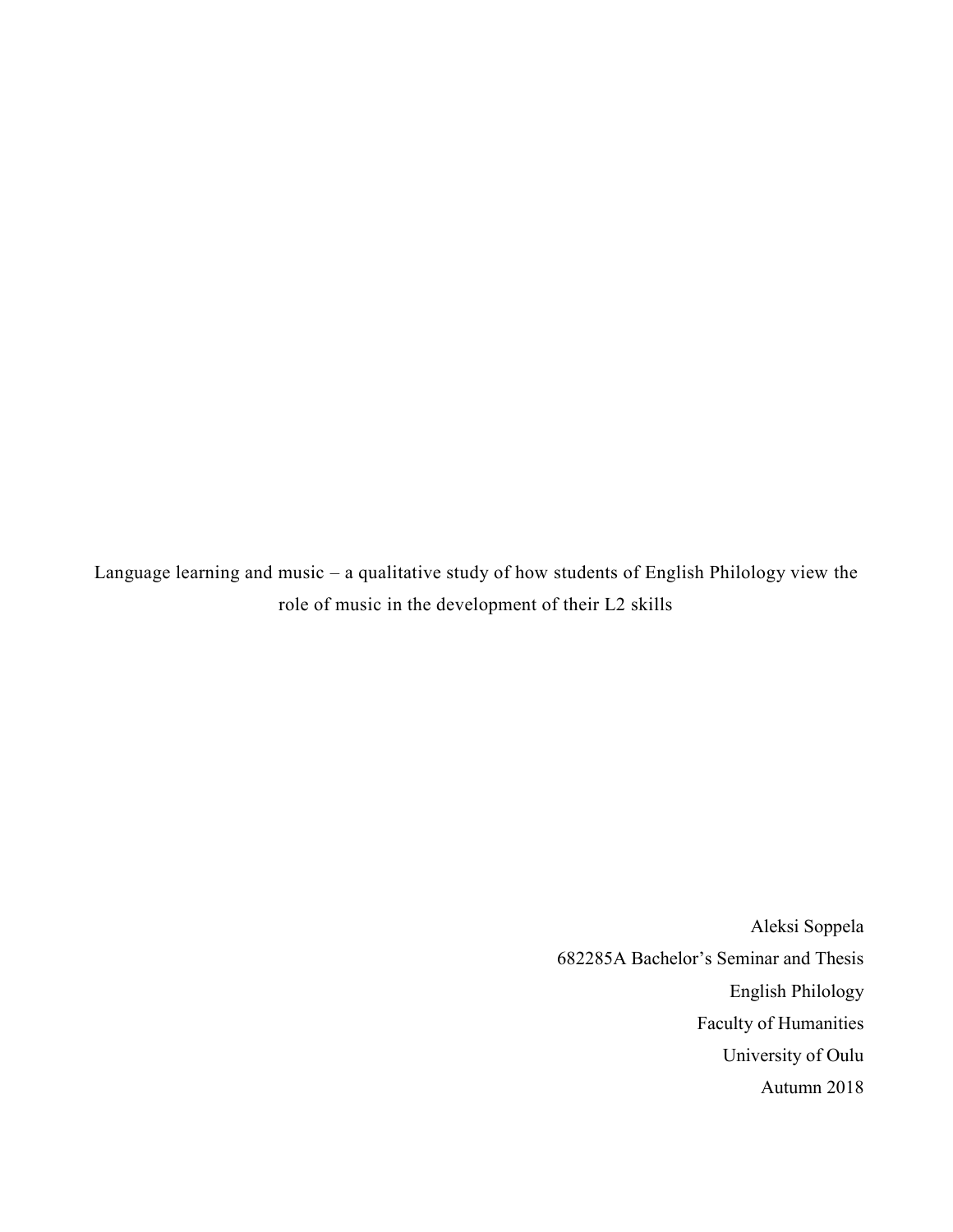# Language learning and music – a qualitative study of how students of English Philology view the role of music in the development of their L2 skills

Aleksi Soppela
682285A Bachelor's Seminar and Thesis
English Philology
Faculty of Humanities
University of Oulu
Autumn 2018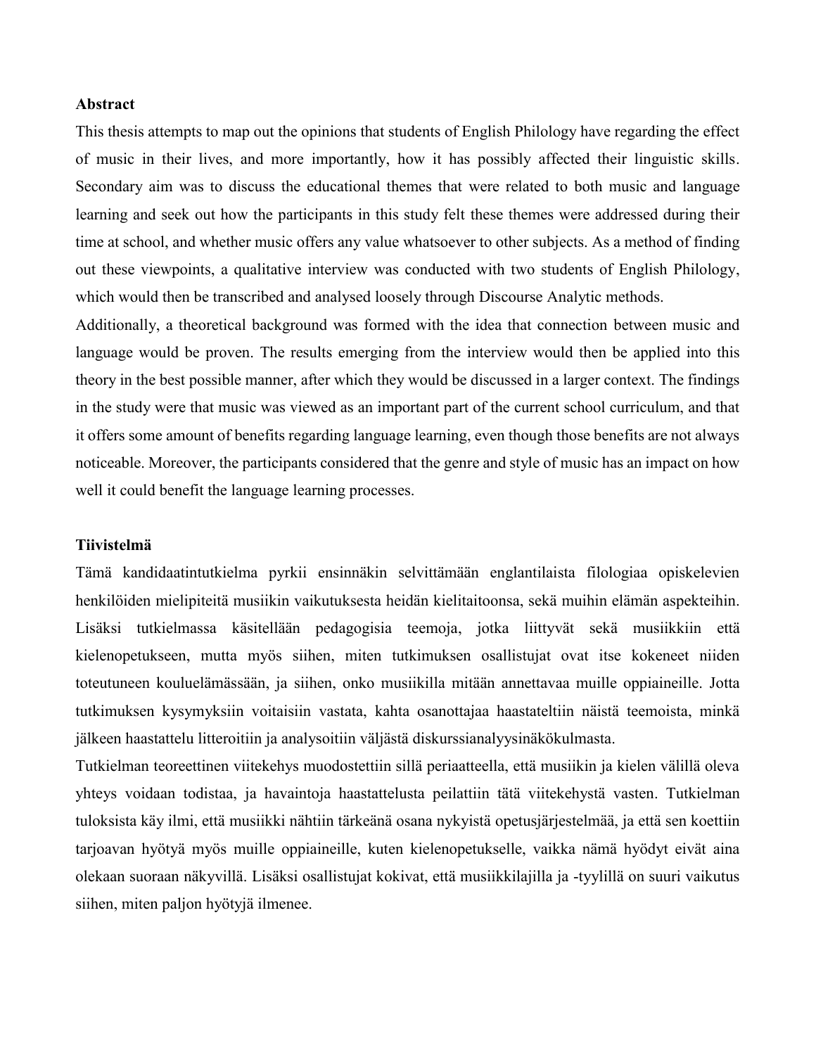## Abstract

This thesis attempts to map out the opinions that students of English Philology have regarding the effect of music in their lives, and more importantly, how it has possibly affected their linguistic skills. Secondary aim was to discuss the educational themes that were related to both music and language learning and seek out how the participants in this study felt these themes were addressed during their time at school, and whether music offers any value whatsoever to other subjects. As a method of finding out these viewpoints, a qualitative interview was conducted with two students of English Philology, which would then be transcribed and analysed loosely through Discourse Analytic methods.

Additionally, a theoretical background was formed with the idea that connection between music and language would be proven. The results emerging from the interview would then be applied into this theory in the best possible manner, after which they would be discussed in a larger context. The findings in the study were that music was viewed as an important part of the current school curriculum, and that it offers some amount of benefits regarding language learning, even though those benefits are not always noticeable. Moreover, the participants considered that the genre and style of music has an impact on how well it could benefit the language learning processes.

## Tiivistelmä

Tämä kandidaatintutkielma pyrkii ensinnäkin selvittämään englantilaista filologiaa opiskelevien henkilöiden mielipiteitä musiikin vaikutuksesta heidän kielitaitoonsa, sekä muihin elämän aspekteihin. Lisäksi tutkielmassa käsitellään pedagogisia teemoja, jotka liittyvät sekä musiikkiin että kielenopetukseen, mutta myös siihen, miten tutkimuksen osallistujat ovat itse kokeneet niiden toteutuneen koulu­elämässään, ja siihen, onko musiikilla mitään annettavaa muille oppiaineille. Jotta tutkimuksen kysymyksiin voitaisiin vastata, kahta osanottajaa haastateltiin näistä teemoista, minkä jälkeen haastattelu litteroitiin ja analysoitiin väljästä diskurssianalyysinäkökulmasta.

Tutkielman teoreettinen viitekehys muodostettiin sillä periaatteella, että musiikin ja kielen välillä oleva yhteys voidaan todistaa, ja havaintoja haastattelusta peilattiin tätä viitekehystä vasten. Tutkielman tuloksista käy ilmi, että musiikki nähtiin tärkeänä osana nykyistä opetusjärjestelmää, ja että sen koettiin tarjoavan hyötyä myös muille oppiaineille, kuten kielenopetukselle, vaikka nämä hyödyt eivät aina olekaan suoraan näkyvillä. Lisäksi osallistujat kokivat, että musiikkilajilla ja -tyylillä on suuri vaikutus siihen, miten paljon hyötyjä ilmenee.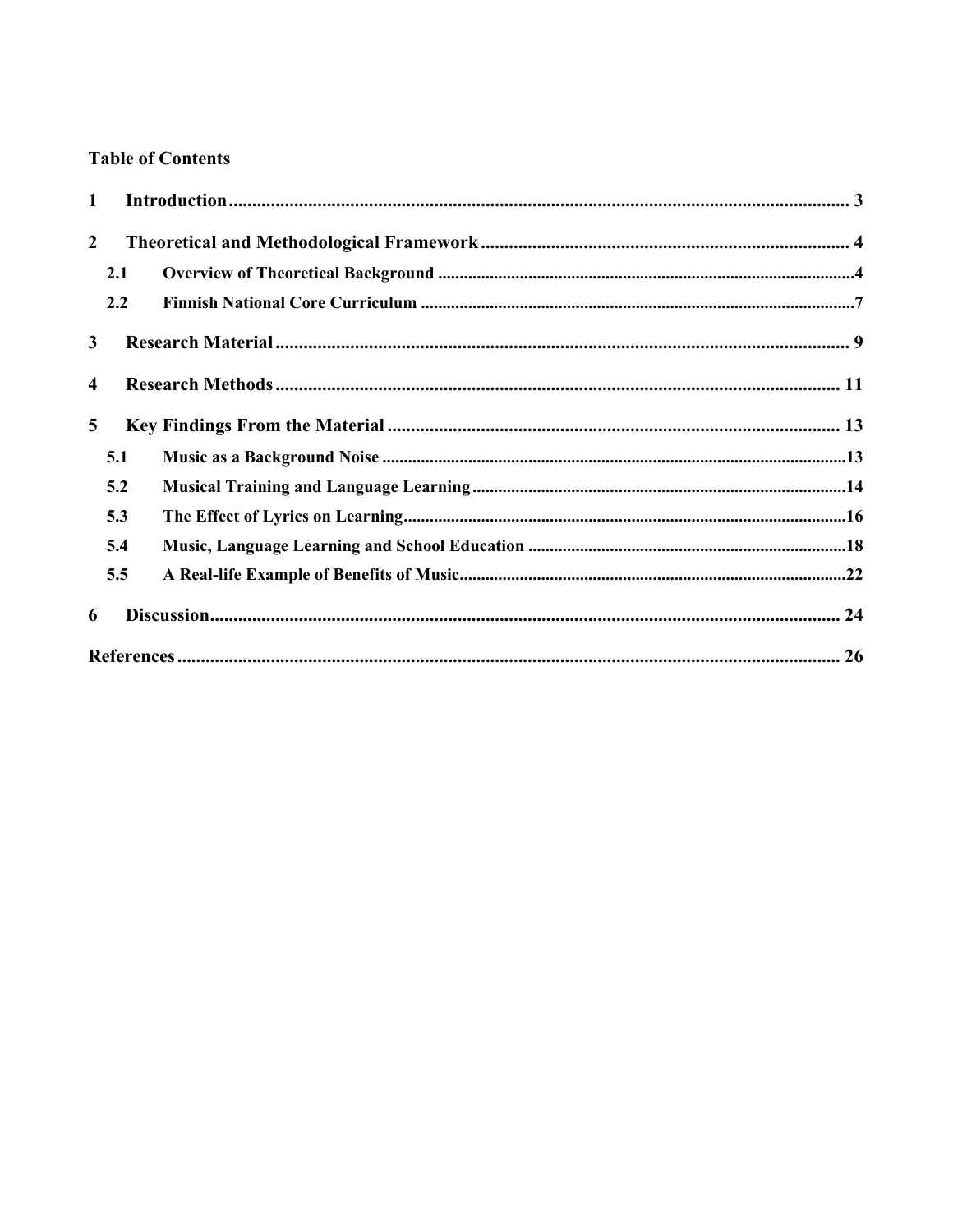**Table of Contents**

| | | |
|---|---|---|
| **1** | **Introduction** | **3** |
| **2** | **Theoretical and Methodological Framework** | **4** |
| **2.1** | **Overview of Theoretical Background** | **4** |
| **2.2** | **Finnish National Core Curriculum** | **7** |
| **3** | **Research Material** | **9** |
| **4** | **Research Methods** | **11** |
| **5** | **Key Findings From the Material** | **13** |
| **5.1** | **Music as a Background Noise** | **13** |
| **5.2** | **Musical Training and Language Learning** | **14** |
| **5.3** | **The Effect of Lyrics on Learning** | **16** |
| **5.4** | **Music, Language Learning and School Education** | **18** |
| **5.5** | **A Real-life Example of Benefits of Music** | **22** |
| **6** | **Discussion** | **24** |
| | **References** | **26** |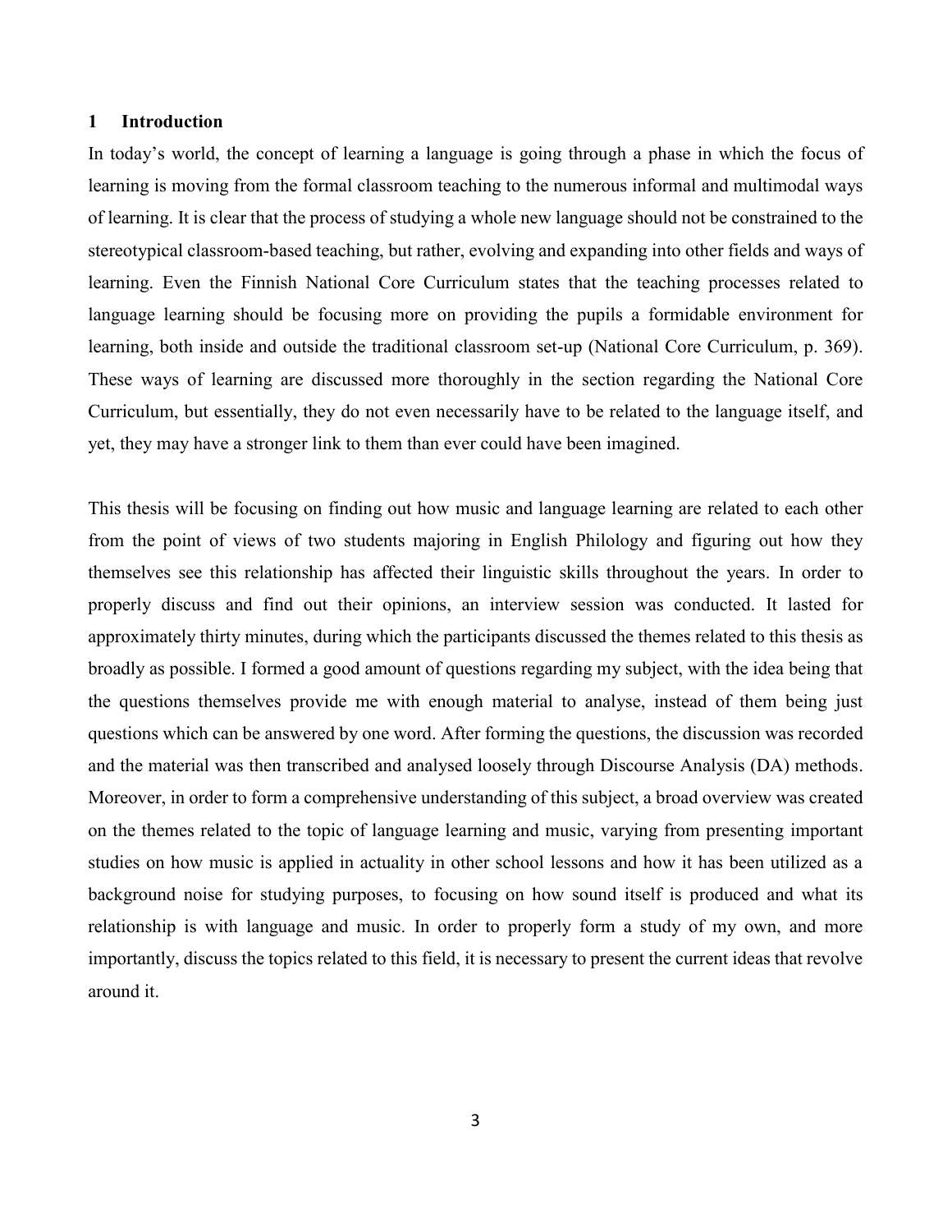# 1 Introduction

In today's world, the concept of learning a language is going through a phase in which the focus of learning is moving from the formal classroom teaching to the numerous informal and multimodal ways of learning. It is clear that the process of studying a whole new language should not be constrained to the stereotypical classroom-based teaching, but rather, evolving and expanding into other fields and ways of learning. Even the Finnish National Core Curriculum states that the teaching processes related to language learning should be focusing more on providing the pupils a formidable environment for learning, both inside and outside the traditional classroom set-up (National Core Curriculum, p. 369). These ways of learning are discussed more thoroughly in the section regarding the National Core Curriculum, but essentially, they do not even necessarily have to be related to the language itself, and yet, they may have a stronger link to them than ever could have been imagined.

This thesis will be focusing on finding out how music and language learning are related to each other from the point of views of two students majoring in English Philology and figuring out how they themselves see this relationship has affected their linguistic skills throughout the years. In order to properly discuss and find out their opinions, an interview session was conducted. It lasted for approximately thirty minutes, during which the participants discussed the themes related to this thesis as broadly as possible. I formed a good amount of questions regarding my subject, with the idea being that the questions themselves provide me with enough material to analyse, instead of them being just questions which can be answered by one word. After forming the questions, the discussion was recorded and the material was then transcribed and analysed loosely through Discourse Analysis (DA) methods. Moreover, in order to form a comprehensive understanding of this subject, a broad overview was created on the themes related to the topic of language learning and music, varying from presenting important studies on how music is applied in actuality in other school lessons and how it has been utilized as a background noise for studying purposes, to focusing on how sound itself is produced and what its relationship is with language and music. In order to properly form a study of my own, and more importantly, discuss the topics related to this field, it is necessary to present the current ideas that revolve around it.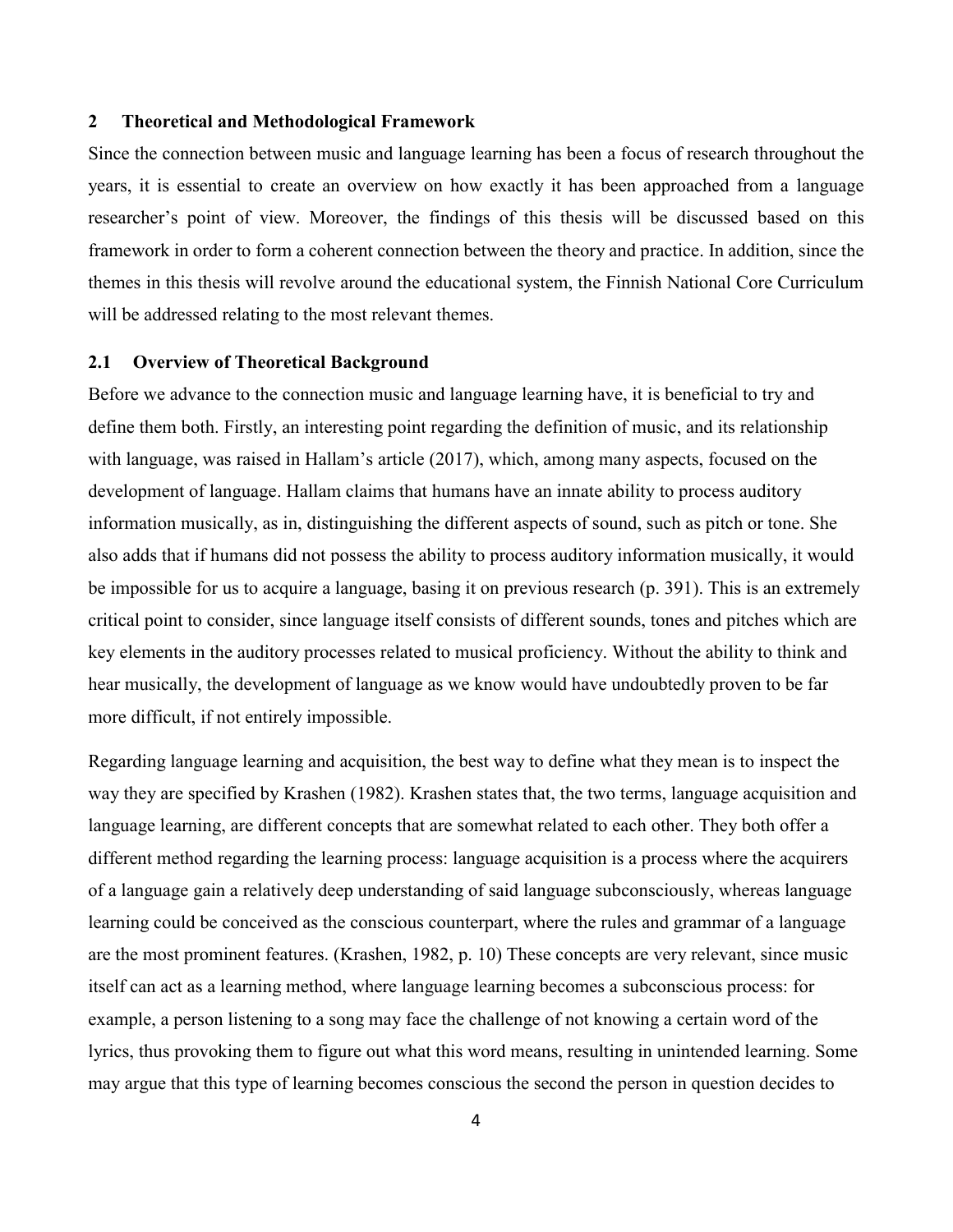## 2 Theoretical and Methodological Framework

Since the connection between music and language learning has been a focus of research throughout the years, it is essential to create an overview on how exactly it has been approached from a language researcher's point of view. Moreover, the findings of this thesis will be discussed based on this framework in order to form a coherent connection between the theory and practice. In addition, since the themes in this thesis will revolve around the educational system, the Finnish National Core Curriculum will be addressed relating to the most relevant themes.

### 2.1 Overview of Theoretical Background

Before we advance to the connection music and language learning have, it is beneficial to try and define them both. Firstly, an interesting point regarding the definition of music, and its relationship with language, was raised in Hallam's article (2017), which, among many aspects, focused on the development of language. Hallam claims that humans have an innate ability to process auditory information musically, as in, distinguishing the different aspects of sound, such as pitch or tone. She also adds that if humans did not possess the ability to process auditory information musically, it would be impossible for us to acquire a language, basing it on previous research (p. 391). This is an extremely critical point to consider, since language itself consists of different sounds, tones and pitches which are key elements in the auditory processes related to musical proficiency. Without the ability to think and hear musically, the development of language as we know would have undoubtedly proven to be far more difficult, if not entirely impossible.

Regarding language learning and acquisition, the best way to define what they mean is to inspect the way they are specified by Krashen (1982). Krashen states that, the two terms, language acquisition and language learning, are different concepts that are somewhat related to each other. They both offer a different method regarding the learning process: language acquisition is a process where the acquirers of a language gain a relatively deep understanding of said language subconsciously, whereas language learning could be conceived as the conscious counterpart, where the rules and grammar of a language are the most prominent features. (Krashen, 1982, p. 10) These concepts are very relevant, since music itself can act as a learning method, where language learning becomes a subconscious process: for example, a person listening to a song may face the challenge of not knowing a certain word of the lyrics, thus provoking them to figure out what this word means, resulting in unintended learning. Some may argue that this type of learning becomes conscious the second the person in question decides to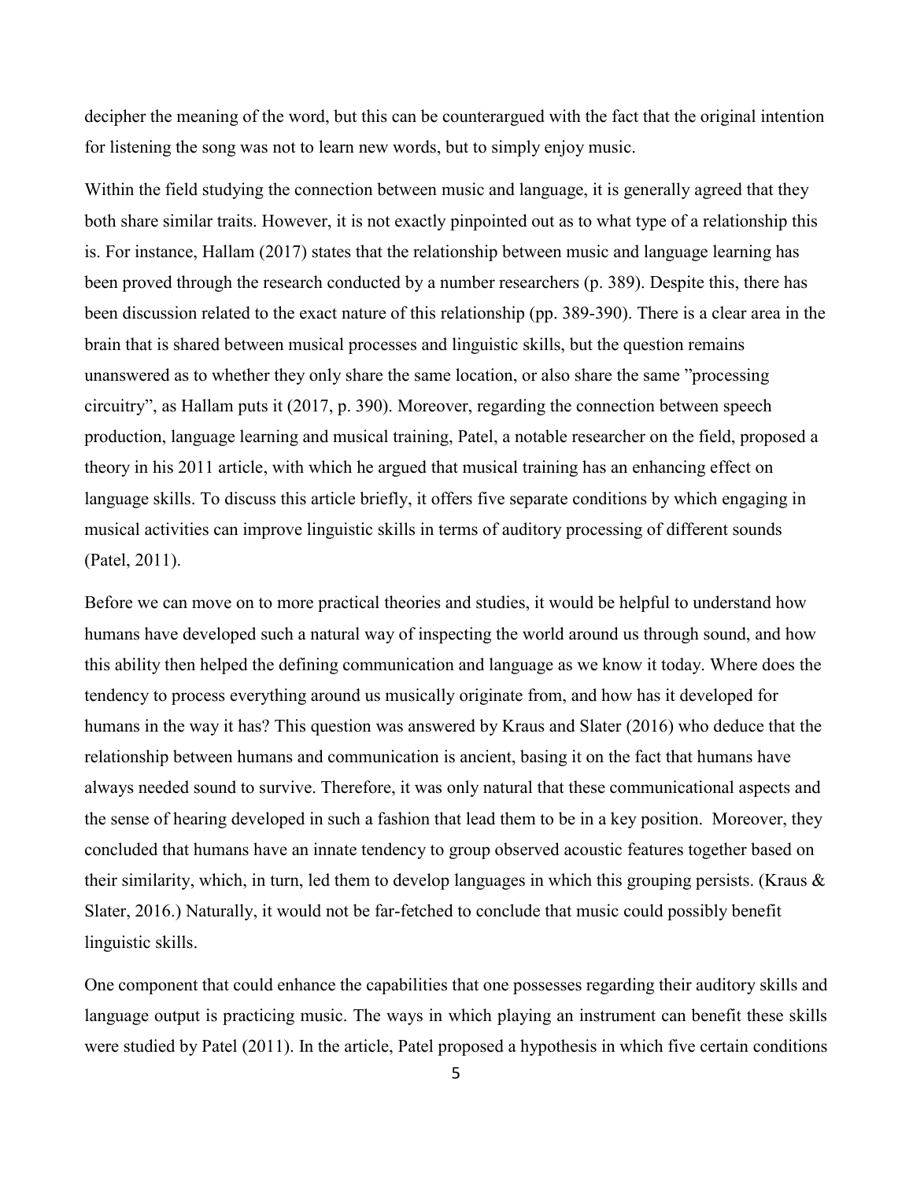decipher the meaning of the word, but this can be counterargued with the fact that the original intention for listening the song was not to learn new words, but to simply enjoy music.

Within the field studying the connection between music and language, it is generally agreed that they both share similar traits. However, it is not exactly pinpointed out as to what type of a relationship this is. For instance, Hallam (2017) states that the relationship between music and language learning has been proved through the research conducted by a number researchers (p. 389). Despite this, there has been discussion related to the exact nature of this relationship (pp. 389-390). There is a clear area in the brain that is shared between musical processes and linguistic skills, but the question remains unanswered as to whether they only share the same location, or also share the same ”processing circuitry”, as Hallam puts it (2017, p. 390). Moreover, regarding the connection between speech production, language learning and musical training, Patel, a notable researcher on the field, proposed a theory in his 2011 article, with which he argued that musical training has an enhancing effect on language skills. To discuss this article briefly, it offers five separate conditions by which engaging in musical activities can improve linguistic skills in terms of auditory processing of different sounds (Patel, 2011).

Before we can move on to more practical theories and studies, it would be helpful to understand how humans have developed such a natural way of inspecting the world around us through sound, and how this ability then helped the defining communication and language as we know it today. Where does the tendency to process everything around us musically originate from, and how has it developed for humans in the way it has? This question was answered by Kraus and Slater (2016) who deduce that the relationship between humans and communication is ancient, basing it on the fact that humans have always needed sound to survive. Therefore, it was only natural that these communicational aspects and the sense of hearing developed in such a fashion that lead them to be in a key position. Moreover, they concluded that humans have an innate tendency to group observed acoustic features together based on their similarity, which, in turn, led them to develop languages in which this grouping persists. (Kraus & Slater, 2016.) Naturally, it would not be far-fetched to conclude that music could possibly benefit linguistic skills.

One component that could enhance the capabilities that one possesses regarding their auditory skills and language output is practicing music. The ways in which playing an instrument can benefit these skills were studied by Patel (2011). In the article, Patel proposed a hypothesis in which five certain conditions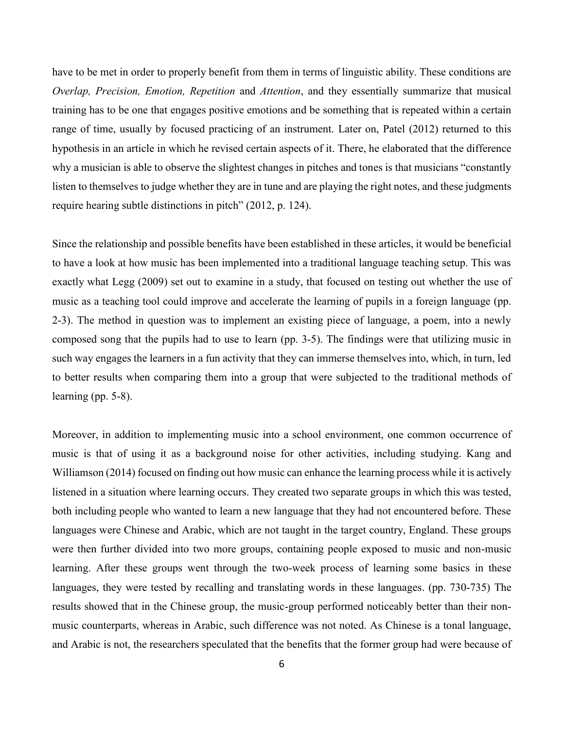have to be met in order to properly benefit from them in terms of linguistic ability. These conditions are *Overlap, Precision, Emotion, Repetition* and *Attention*, and they essentially summarize that musical training has to be one that engages positive emotions and be something that is repeated within a certain range of time, usually by focused practicing of an instrument. Later on, Patel (2012) returned to this hypothesis in an article in which he revised certain aspects of it. There, he elaborated that the difference why a musician is able to observe the slightest changes in pitches and tones is that musicians "constantly listen to themselves to judge whether they are in tune and are playing the right notes, and these judgments require hearing subtle distinctions in pitch" (2012, p. 124).

Since the relationship and possible benefits have been established in these articles, it would be beneficial to have a look at how music has been implemented into a traditional language teaching setup. This was exactly what Legg (2009) set out to examine in a study, that focused on testing out whether the use of music as a teaching tool could improve and accelerate the learning of pupils in a foreign language (pp. 2-3). The method in question was to implement an existing piece of language, a poem, into a newly composed song that the pupils had to use to learn (pp. 3-5). The findings were that utilizing music in such way engages the learners in a fun activity that they can immerse themselves into, which, in turn, led to better results when comparing them into a group that were subjected to the traditional methods of learning (pp. 5-8).

Moreover, in addition to implementing music into a school environment, one common occurrence of music is that of using it as a background noise for other activities, including studying. Kang and Williamson (2014) focused on finding out how music can enhance the learning process while it is actively listened in a situation where learning occurs. They created two separate groups in which this was tested, both including people who wanted to learn a new language that they had not encountered before. These languages were Chinese and Arabic, which are not taught in the target country, England. These groups were then further divided into two more groups, containing people exposed to music and non-music learning. After these groups went through the two-week process of learning some basics in these languages, they were tested by recalling and translating words in these languages. (pp. 730-735) The results showed that in the Chinese group, the music-group performed noticeably better than their non-music counterparts, whereas in Arabic, such difference was not noted. As Chinese is a tonal language, and Arabic is not, the researchers speculated that the benefits that the former group had were because of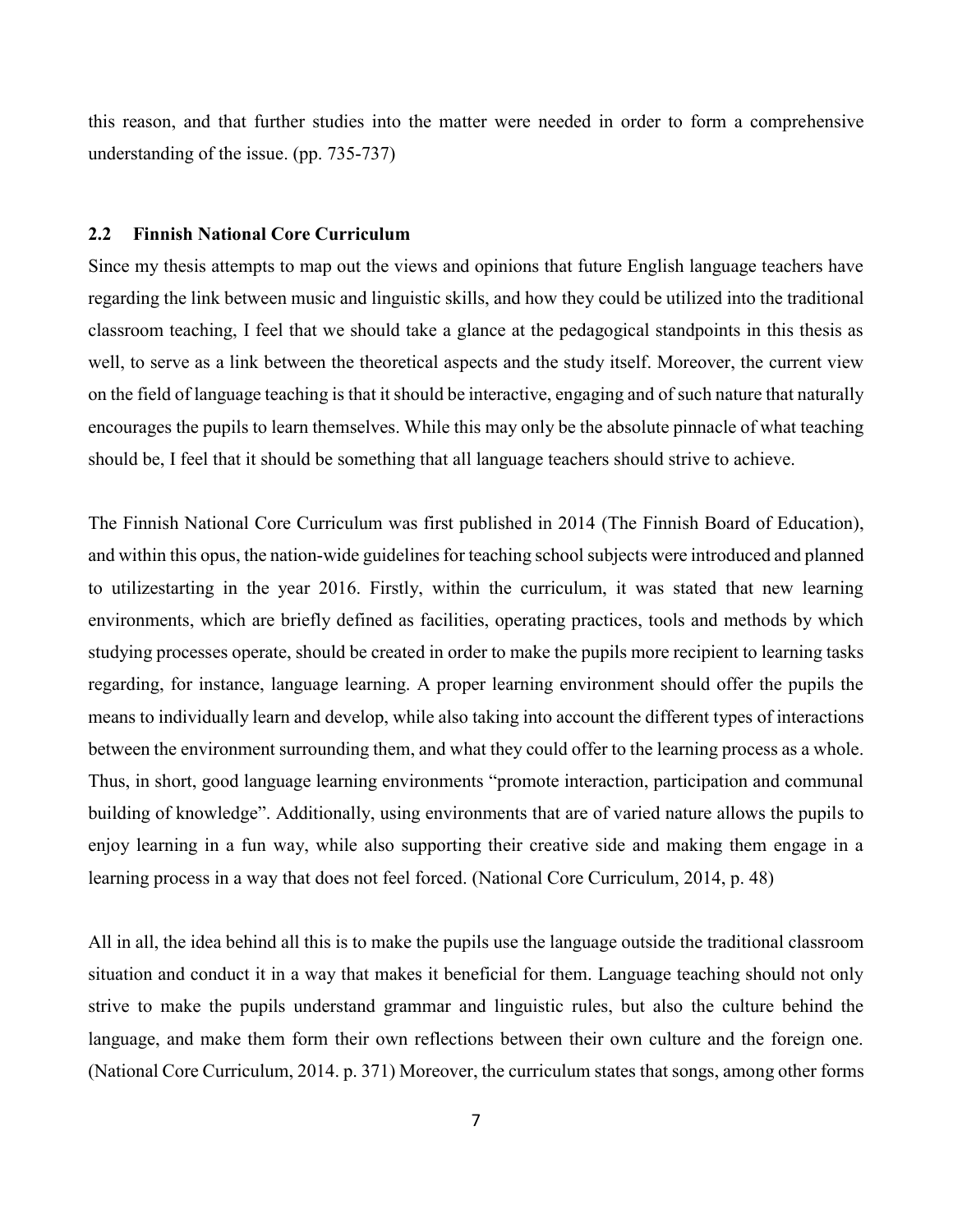this reason, and that further studies into the matter were needed in order to form a comprehensive understanding of the issue. (pp. 735-737)

### 2.2 Finnish National Core Curriculum

Since my thesis attempts to map out the views and opinions that future English language teachers have regarding the link between music and linguistic skills, and how they could be utilized into the traditional classroom teaching, I feel that we should take a glance at the pedagogical standpoints in this thesis as well, to serve as a link between the theoretical aspects and the study itself. Moreover, the current view on the field of language teaching is that it should be interactive, engaging and of such nature that naturally encourages the pupils to learn themselves. While this may only be the absolute pinnacle of what teaching should be, I feel that it should be something that all language teachers should strive to achieve.

The Finnish National Core Curriculum was first published in 2014 (The Finnish Board of Education), and within this opus, the nation-wide guidelines for teaching school subjects were introduced and planned to utilizestarting in the year 2016. Firstly, within the curriculum, it was stated that new learning environments, which are briefly defined as facilities, operating practices, tools and methods by which studying processes operate, should be created in order to make the pupils more recipient to learning tasks regarding, for instance, language learning. A proper learning environment should offer the pupils the means to individually learn and develop, while also taking into account the different types of interactions between the environment surrounding them, and what they could offer to the learning process as a whole. Thus, in short, good language learning environments "promote interaction, participation and communal building of knowledge". Additionally, using environments that are of varied nature allows the pupils to enjoy learning in a fun way, while also supporting their creative side and making them engage in a learning process in a way that does not feel forced. (National Core Curriculum, 2014, p. 48)

All in all, the idea behind all this is to make the pupils use the language outside the traditional classroom situation and conduct it in a way that makes it beneficial for them. Language teaching should not only strive to make the pupils understand grammar and linguistic rules, but also the culture behind the language, and make them form their own reflections between their own culture and the foreign one. (National Core Curriculum, 2014. p. 371) Moreover, the curriculum states that songs, among other forms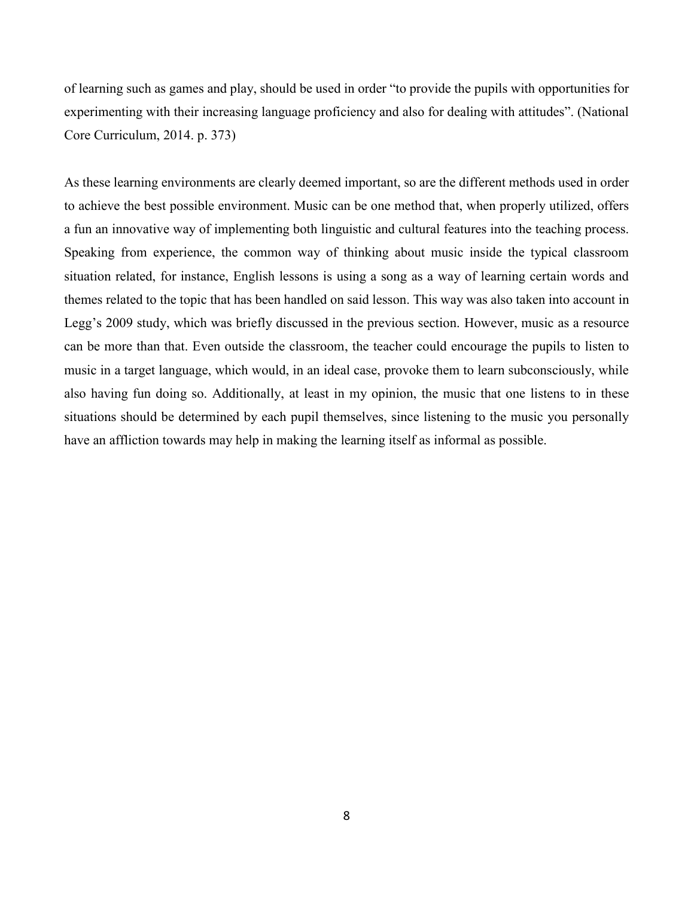of learning such as games and play, should be used in order “to provide the pupils with opportunities for experimenting with their increasing language proficiency and also for dealing with attitudes”. (National Core Curriculum, 2014. p. 373)

As these learning environments are clearly deemed important, so are the different methods used in order to achieve the best possible environment. Music can be one method that, when properly utilized, offers a fun an innovative way of implementing both linguistic and cultural features into the teaching process. Speaking from experience, the common way of thinking about music inside the typical classroom situation related, for instance, English lessons is using a song as a way of learning certain words and themes related to the topic that has been handled on said lesson. This way was also taken into account in Legg’s 2009 study, which was briefly discussed in the previous section. However, music as a resource can be more than that. Even outside the classroom, the teacher could encourage the pupils to listen to music in a target language, which would, in an ideal case, provoke them to learn subconsciously, while also having fun doing so. Additionally, at least in my opinion, the music that one listens to in these situations should be determined by each pupil themselves, since listening to the music you personally have an affliction towards may help in making the learning itself as informal as possible.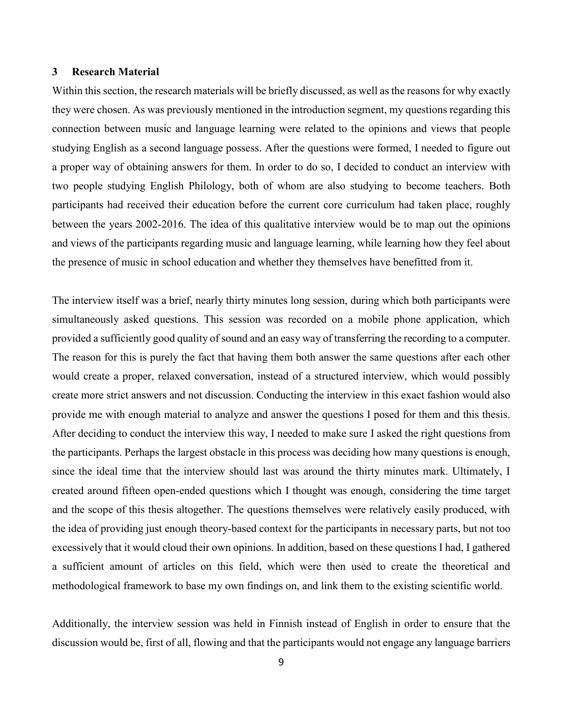## 3 Research Material

Within this section, the research materials will be briefly discussed, as well as the reasons for why exactly they were chosen. As was previously mentioned in the introduction segment, my questions regarding this connection between music and language learning were related to the opinions and views that people studying English as a second language possess. After the questions were formed, I needed to figure out a proper way of obtaining answers for them. In order to do so, I decided to conduct an interview with two people studying English Philology, both of whom are also studying to become teachers. Both participants had received their education before the current core curriculum had taken place, roughly between the years 2002-2016. The idea of this qualitative interview would be to map out the opinions and views of the participants regarding music and language learning, while learning how they feel about the presence of music in school education and whether they themselves have benefitted from it.

The interview itself was a brief, nearly thirty minutes long session, during which both participants were simultaneously asked questions. This session was recorded on a mobile phone application, which provided a sufficiently good quality of sound and an easy way of transferring the recording to a computer. The reason for this is purely the fact that having them both answer the same questions after each other would create a proper, relaxed conversation, instead of a structured interview, which would possibly create more strict answers and not discussion. Conducting the interview in this exact fashion would also provide me with enough material to analyze and answer the questions I posed for them and this thesis. After deciding to conduct the interview this way, I needed to make sure I asked the right questions from the participants. Perhaps the largest obstacle in this process was deciding how many questions is enough, since the ideal time that the interview should last was around the thirty minutes mark. Ultimately, I created around fifteen open-ended questions which I thought was enough, considering the time target and the scope of this thesis altogether. The questions themselves were relatively easily produced, with the idea of providing just enough theory-based context for the participants in necessary parts, but not too excessively that it would cloud their own opinions. In addition, based on these questions I had, I gathered a sufficient amount of articles on this field, which were then used to create the theoretical and methodological framework to base my own findings on, and link them to the existing scientific world.

Additionally, the interview session was held in Finnish instead of English in order to ensure that the discussion would be, first of all, flowing and that the participants would not engage any language barriers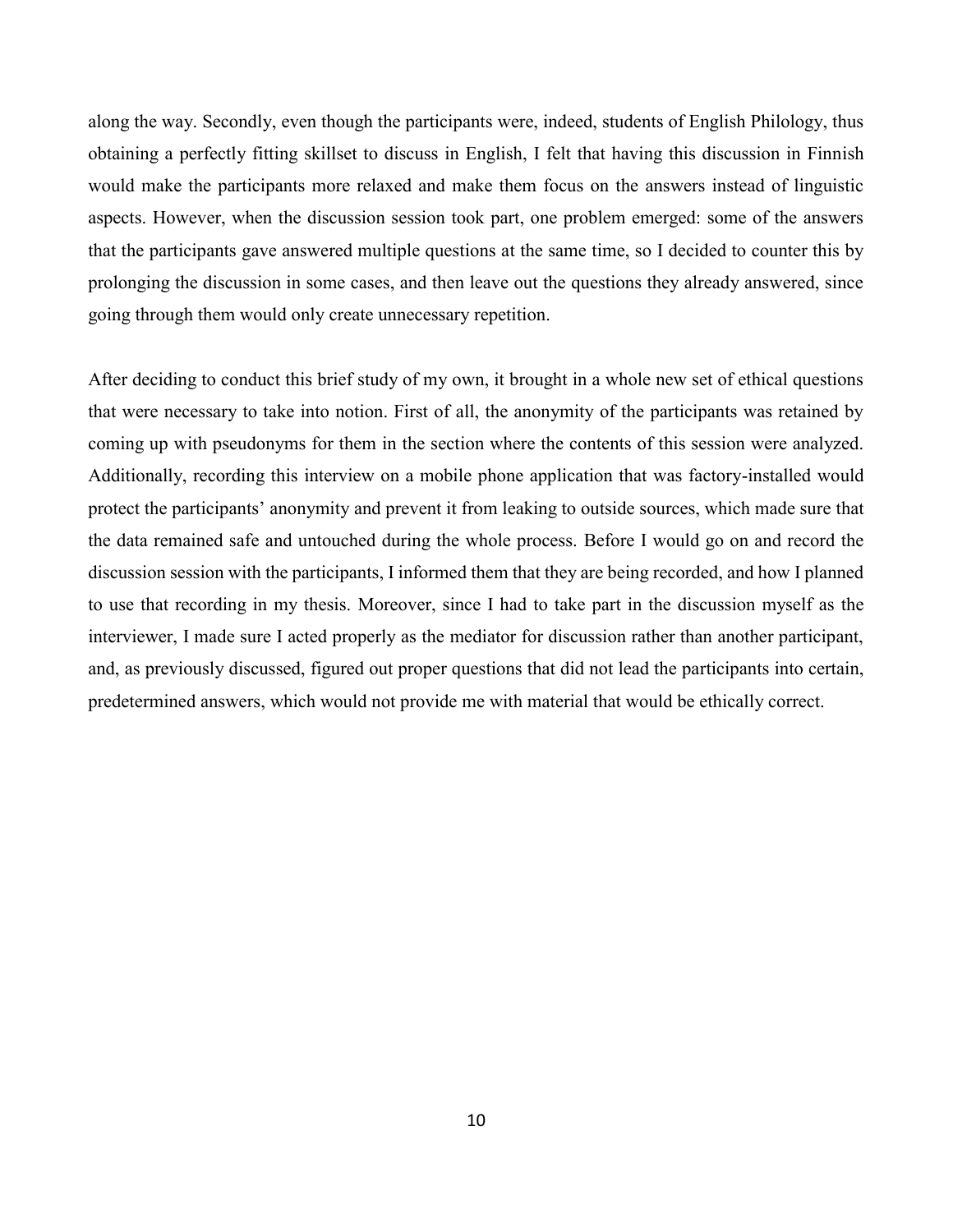along the way. Secondly, even though the participants were, indeed, students of English Philology, thus obtaining a perfectly fitting skillset to discuss in English, I felt that having this discussion in Finnish would make the participants more relaxed and make them focus on the answers instead of linguistic aspects. However, when the discussion session took part, one problem emerged: some of the answers that the participants gave answered multiple questions at the same time, so I decided to counter this by prolonging the discussion in some cases, and then leave out the questions they already answered, since going through them would only create unnecessary repetition.

After deciding to conduct this brief study of my own, it brought in a whole new set of ethical questions that were necessary to take into notion. First of all, the anonymity of the participants was retained by coming up with pseudonyms for them in the section where the contents of this session were analyzed. Additionally, recording this interview on a mobile phone application that was factory-installed would protect the participants' anonymity and prevent it from leaking to outside sources, which made sure that the data remained safe and untouched during the whole process. Before I would go on and record the discussion session with the participants, I informed them that they are being recorded, and how I planned to use that recording in my thesis. Moreover, since I had to take part in the discussion myself as the interviewer, I made sure I acted properly as the mediator for discussion rather than another participant, and, as previously discussed, figured out proper questions that did not lead the participants into certain, predetermined answers, which would not provide me with material that would be ethically correct.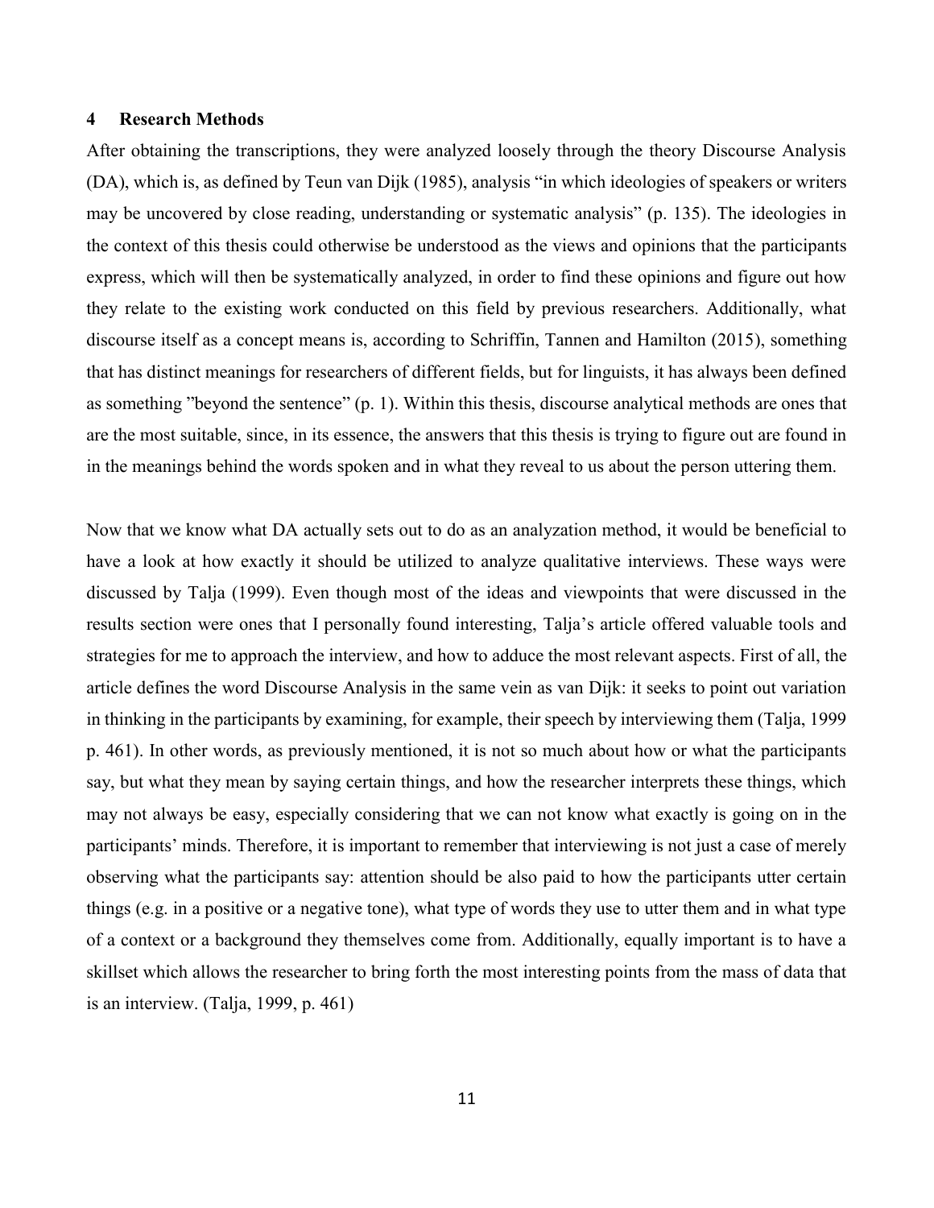## 4 Research Methods

After obtaining the transcriptions, they were analyzed loosely through the theory Discourse Analysis (DA), which is, as defined by Teun van Dijk (1985), analysis "in which ideologies of speakers or writers may be uncovered by close reading, understanding or systematic analysis" (p. 135). The ideologies in the context of this thesis could otherwise be understood as the views and opinions that the participants express, which will then be systematically analyzed, in order to find these opinions and figure out how they relate to the existing work conducted on this field by previous researchers. Additionally, what discourse itself as a concept means is, according to Schriffin, Tannen and Hamilton (2015), something that has distinct meanings for researchers of different fields, but for linguists, it has always been defined as something "beyond the sentence" (p. 1). Within this thesis, discourse analytical methods are ones that are the most suitable, since, in its essence, the answers that this thesis is trying to figure out are found in in the meanings behind the words spoken and in what they reveal to us about the person uttering them.

Now that we know what DA actually sets out to do as an analyzation method, it would be beneficial to have a look at how exactly it should be utilized to analyze qualitative interviews. These ways were discussed by Talja (1999). Even though most of the ideas and viewpoints that were discussed in the results section were ones that I personally found interesting, Talja's article offered valuable tools and strategies for me to approach the interview, and how to adduce the most relevant aspects. First of all, the article defines the word Discourse Analysis in the same vein as van Dijk: it seeks to point out variation in thinking in the participants by examining, for example, their speech by interviewing them (Talja, 1999 p. 461). In other words, as previously mentioned, it is not so much about how or what the participants say, but what they mean by saying certain things, and how the researcher interprets these things, which may not always be easy, especially considering that we can not know what exactly is going on in the participants' minds. Therefore, it is important to remember that interviewing is not just a case of merely observing what the participants say: attention should be also paid to how the participants utter certain things (e.g. in a positive or a negative tone), what type of words they use to utter them and in what type of a context or a background they themselves come from. Additionally, equally important is to have a skillset which allows the researcher to bring forth the most interesting points from the mass of data that is an interview. (Talja, 1999, p. 461)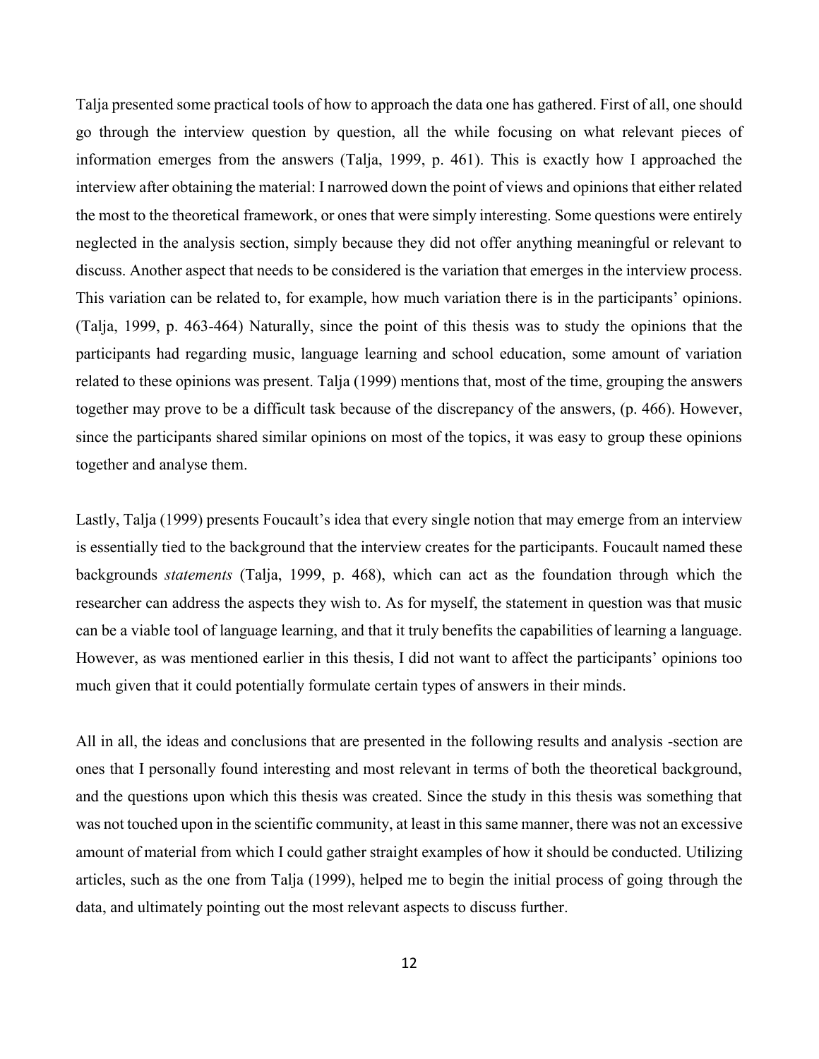Talja presented some practical tools of how to approach the data one has gathered. First of all, one should go through the interview question by question, all the while focusing on what relevant pieces of information emerges from the answers (Talja, 1999, p. 461). This is exactly how I approached the interview after obtaining the material: I narrowed down the point of views and opinions that either related the most to the theoretical framework, or ones that were simply interesting. Some questions were entirely neglected in the analysis section, simply because they did not offer anything meaningful or relevant to discuss. Another aspect that needs to be considered is the variation that emerges in the interview process. This variation can be related to, for example, how much variation there is in the participants' opinions. (Talja, 1999, p. 463-464) Naturally, since the point of this thesis was to study the opinions that the participants had regarding music, language learning and school education, some amount of variation related to these opinions was present. Talja (1999) mentions that, most of the time, grouping the answers together may prove to be a difficult task because of the discrepancy of the answers, (p. 466). However, since the participants shared similar opinions on most of the topics, it was easy to group these opinions together and analyse them.

Lastly, Talja (1999) presents Foucault's idea that every single notion that may emerge from an interview is essentially tied to the background that the interview creates for the participants. Foucault named these backgrounds *statements* (Talja, 1999, p. 468), which can act as the foundation through which the researcher can address the aspects they wish to. As for myself, the statement in question was that music can be a viable tool of language learning, and that it truly benefits the capabilities of learning a language. However, as was mentioned earlier in this thesis, I did not want to affect the participants' opinions too much given that it could potentially formulate certain types of answers in their minds.

All in all, the ideas and conclusions that are presented in the following results and analysis -section are ones that I personally found interesting and most relevant in terms of both the theoretical background, and the questions upon which this thesis was created. Since the study in this thesis was something that was not touched upon in the scientific community, at least in this same manner, there was not an excessive amount of material from which I could gather straight examples of how it should be conducted. Utilizing articles, such as the one from Talja (1999), helped me to begin the initial process of going through the data, and ultimately pointing out the most relevant aspects to discuss further.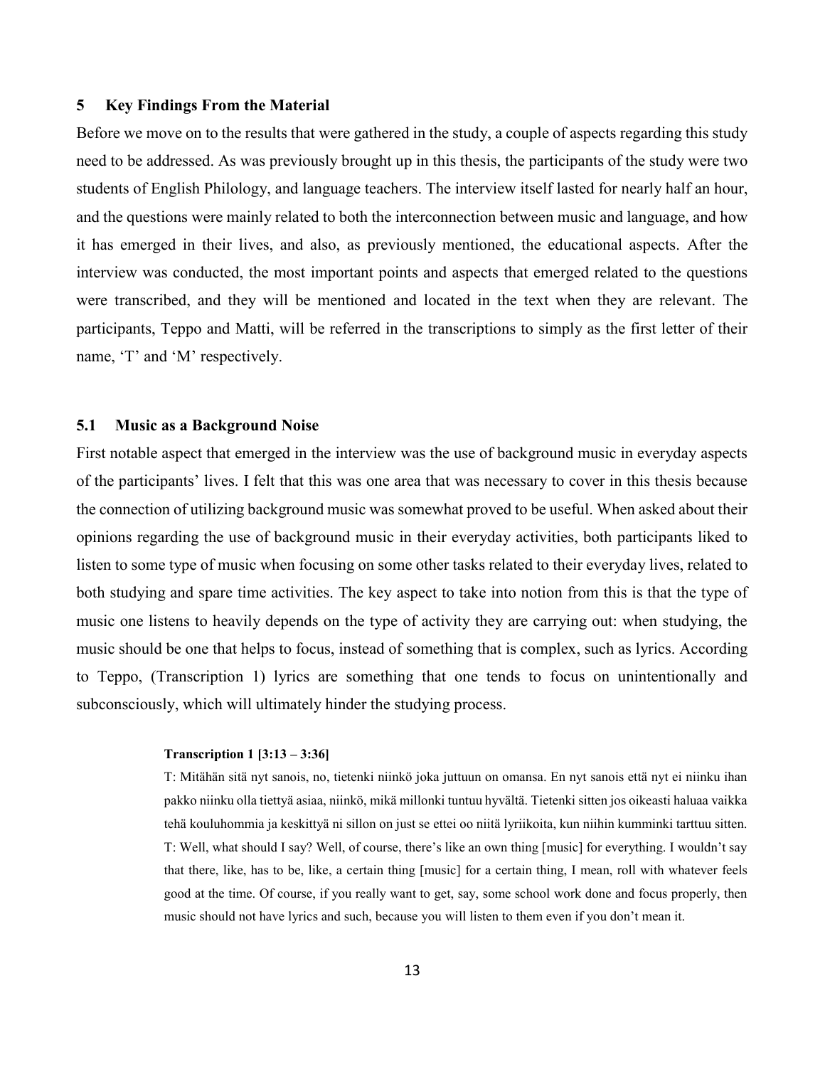## 5 Key Findings From the Material

Before we move on to the results that were gathered in the study, a couple of aspects regarding this study need to be addressed. As was previously brought up in this thesis, the participants of the study were two students of English Philology, and language teachers. The interview itself lasted for nearly half an hour, and the questions were mainly related to both the interconnection between music and language, and how it has emerged in their lives, and also, as previously mentioned, the educational aspects. After the interview was conducted, the most important points and aspects that emerged related to the questions were transcribed, and they will be mentioned and located in the text when they are relevant. The participants, Teppo and Matti, will be referred in the transcriptions to simply as the first letter of their name, 'T' and 'M' respectively.

### 5.1 Music as a Background Noise

First notable aspect that emerged in the interview was the use of background music in everyday aspects of the participants' lives. I felt that this was one area that was necessary to cover in this thesis because the connection of utilizing background music was somewhat proved to be useful. When asked about their opinions regarding the use of background music in their everyday activities, both participants liked to listen to some type of music when focusing on some other tasks related to their everyday lives, related to both studying and spare time activities. The key aspect to take into notion from this is that the type of music one listens to heavily depends on the type of activity they are carrying out: when studying, the music should be one that helps to focus, instead of something that is complex, such as lyrics. According to Teppo, (Transcription 1) lyrics are something that one tends to focus on unintentionally and subconsciously, which will ultimately hinder the studying process.

> **Transcription 1 [3:13 – 3:36]**
>
> T: Mitähän sitä nyt sanois, no, tietenki niinkö joka juttuun on omansa. En nyt sanois että nyt ei niinku ihan pakko niinku olla tiettyä asiaa, niinkö, mikä millonki tuntuu hyvältä. Tietenki sitten jos oikeasti haluaa vaikka tehä kouluhommia ja keskittyä ni sillon on just se ettei oo niitä lyriikoita, kun niihin kumminki tarttuu sitten.
>
> T: Well, what should I say? Well, of course, there's like an own thing [music] for everything. I wouldn't say that there, like, has to be, like, a certain thing [music] for a certain thing, I mean, roll with whatever feels good at the time. Of course, if you really want to get, say, some school work done and focus properly, then music should not have lyrics and such, because you will listen to them even if you don't mean it.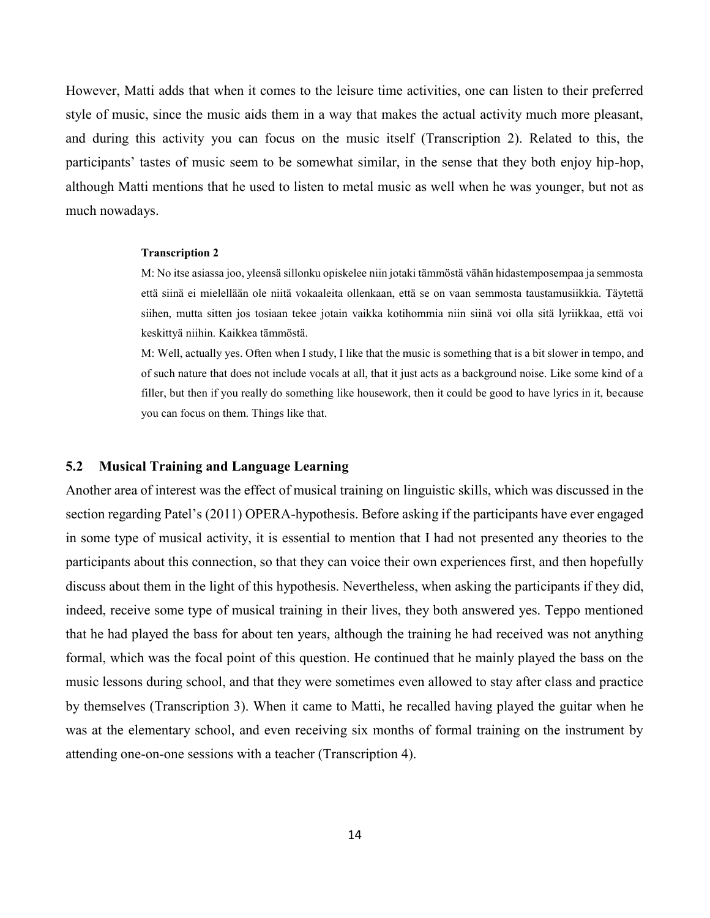However, Matti adds that when it comes to the leisure time activities, one can listen to their preferred style of music, since the music aids them in a way that makes the actual activity much more pleasant, and during this activity you can focus on the music itself (Transcription 2). Related to this, the participants' tastes of music seem to be somewhat similar, in the sense that they both enjoy hip-hop, although Matti mentions that he used to listen to metal music as well when he was younger, but not as much nowadays.

> **Transcription 2**
>
> M: No itse asiassa joo, yleensä sillonku opiskelee niin jotaki tämmöstä vähän hidastemposempaa ja semmosta että siinä ei mielellään ole niitä vokaaleita ollenkaan, että se on vaan semmosta taustamusiikkia. Täytettä siihen, mutta sitten jos tosiaan tekee jotain vaikka kotihommia niin siinä voi olla sitä lyriikkaa, että voi keskittyä niihin. Kaikkea tämmöstä.
>
> M: Well, actually yes. Often when I study, I like that the music is something that is a bit slower in tempo, and of such nature that does not include vocals at all, that it just acts as a background noise. Like some kind of a filler, but then if you really do something like housework, then it could be good to have lyrics in it, because you can focus on them. Things like that.

### 5.2 Musical Training and Language Learning

Another area of interest was the effect of musical training on linguistic skills, which was discussed in the section regarding Patel's (2011) OPERA-hypothesis. Before asking if the participants have ever engaged in some type of musical activity, it is essential to mention that I had not presented any theories to the participants about this connection, so that they can voice their own experiences first, and then hopefully discuss about them in the light of this hypothesis. Nevertheless, when asking the participants if they did, indeed, receive some type of musical training in their lives, they both answered yes. Teppo mentioned that he had played the bass for about ten years, although the training he had received was not anything formal, which was the focal point of this question. He continued that he mainly played the bass on the music lessons during school, and that they were sometimes even allowed to stay after class and practice by themselves (Transcription 3). When it came to Matti, he recalled having played the guitar when he was at the elementary school, and even receiving six months of formal training on the instrument by attending one-on-one sessions with a teacher (Transcription 4).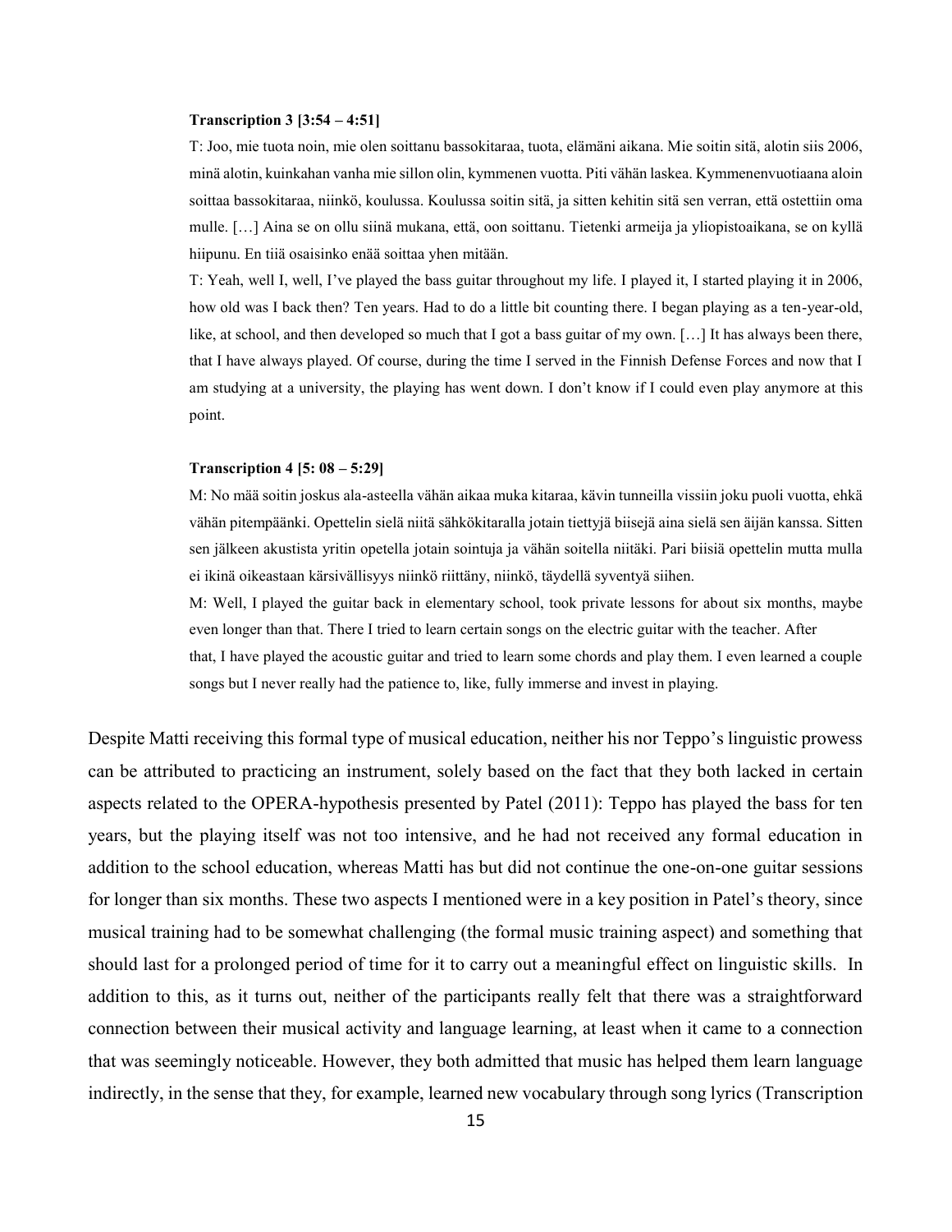**Transcription 3 [3:54 – 4:51]**

T: Joo, mie tuota noin, mie olen soittanu bassokitaraa, tuota, elämäni aikana. Mie soitin sitä, alotin siis 2006, minä alotin, kuinkahan vanha mie sillon olin, kymmenen vuotta. Piti vähän laskea. Kymmenenvuotiaana aloin soittaa bassokitaraa, niinkö, koulussa. Koulussa soitin sitä, ja sitten kehitin sitä sen verran, että ostettiin oma mulle. […] Aina se on ollu siinä mukana, että, oon soittanu. Tietenki armeija ja yliopistoaikana, se on kyllä hiipunu. En tiiä osaisinko enää soittaa yhen mitään.

T: Yeah, well I, well, I've played the bass guitar throughout my life. I played it, I started playing it in 2006, how old was I back then? Ten years. Had to do a little bit counting there. I began playing as a ten-year-old, like, at school, and then developed so much that I got a bass guitar of my own. […] It has always been there, that I have always played. Of course, during the time I served in the Finnish Defense Forces and now that I am studying at a university, the playing has went down. I don't know if I could even play anymore at this point.

**Transcription 4 [5: 08 – 5:29]**

M: No mää soitin joskus ala-asteella vähän aikaa muka kitaraa, kävin tunneilla vissiin joku puoli vuotta, ehkä vähän pitempäänki. Opettelin sielä niitä sähkökitaralla jotain tiettyjä biisejä aina sielä sen äijän kanssa. Sitten sen jälkeen akustista yritin opetella jotain sointuja ja vähän soitella niitäki. Pari biisiä opettelin mutta mulla ei ikinä oikeastaan kärsivällisyys niinkö riittäny, niinkö, täydellä syventyä siihen.

M: Well, I played the guitar back in elementary school, took private lessons for about six months, maybe even longer than that. There I tried to learn certain songs on the electric guitar with the teacher. After that, I have played the acoustic guitar and tried to learn some chords and play them. I even learned a couple songs but I never really had the patience to, like, fully immerse and invest in playing.

Despite Matti receiving this formal type of musical education, neither his nor Teppo's linguistic prowess can be attributed to practicing an instrument, solely based on the fact that they both lacked in certain aspects related to the OPERA-hypothesis presented by Patel (2011): Teppo has played the bass for ten years, but the playing itself was not too intensive, and he had not received any formal education in addition to the school education, whereas Matti has but did not continue the one-on-one guitar sessions for longer than six months. These two aspects I mentioned were in a key position in Patel's theory, since musical training had to be somewhat challenging (the formal music training aspect) and something that should last for a prolonged period of time for it to carry out a meaningful effect on linguistic skills. In addition to this, as it turns out, neither of the participants really felt that there was a straightforward connection between their musical activity and language learning, at least when it came to a connection that was seemingly noticeable. However, they both admitted that music has helped them learn language indirectly, in the sense that they, for example, learned new vocabulary through song lyrics (Transcription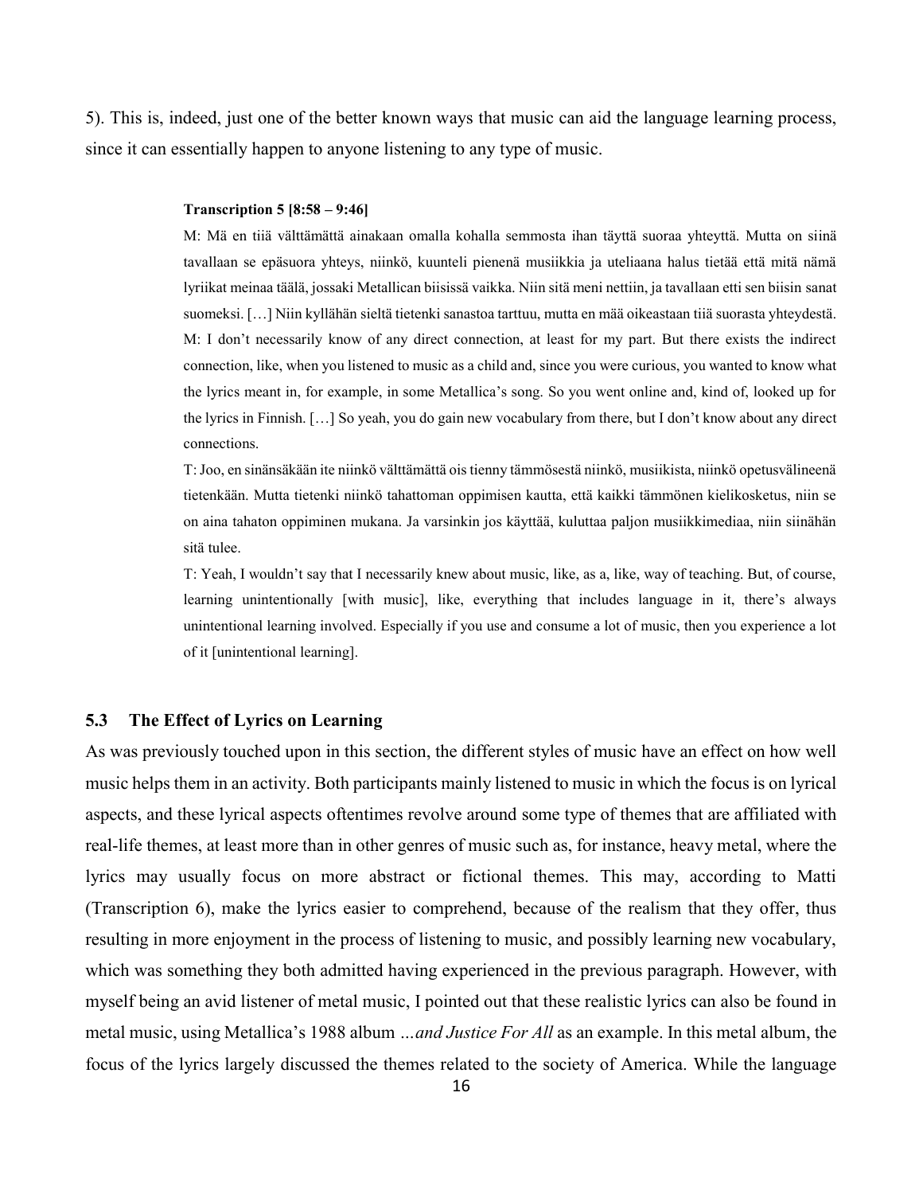5). This is, indeed, just one of the better known ways that music can aid the language learning process, since it can essentially happen to anyone listening to any type of music.

> **Transcription 5 [8:58 – 9:46]**
>
> M: Mä en tiiä välttämättä ainakaan omalla kohalla semmosta ihan täyttä suoraa yhteyttä. Mutta on siinä tavallaan se epäsuora yhteys, niinkö, kuunteli pienenä musiikkia ja uteliaana halus tietää että mitä nämä lyriikat meinaa täälä, jossaki Metallican biisissä vaikka. Niin sitä meni nettiin, ja tavallaan etti sen biisin sanat suomeksi. […] Niin kyllähän sieltä tietenki sanastoa tarttuu, mutta en mää oikeastaan tiiä suorasta yhteydestä.
>
> M: I don't necessarily know of any direct connection, at least for my part. But there exists the indirect connection, like, when you listened to music as a child and, since you were curious, you wanted to know what the lyrics meant in, for example, in some Metallica's song. So you went online and, kind of, looked up for the lyrics in Finnish. […] So yeah, you do gain new vocabulary from there, but I don't know about any direct connections.
>
> T: Joo, en sinänsäkään ite niinkö välttämättä ois tienny tämmösestä niinkö, musiikista, niinkö opetusvälineenä tietenkään. Mutta tietenki niinkö tahattoman oppimisen kautta, että kaikki tämmönen kielikosketus, niin se on aina tahaton oppiminen mukana. Ja varsinkin jos käyttää, kuluttaa paljon musiikkimediaa, niin siinähän sitä tulee.
>
> T: Yeah, I wouldn't say that I necessarily knew about music, like, as a, like, way of teaching. But, of course, learning unintentionally [with music], like, everything that includes language in it, there's always unintentional learning involved. Especially if you use and consume a lot of music, then you experience a lot of it [unintentional learning].

### 5.3 The Effect of Lyrics on Learning

As was previously touched upon in this section, the different styles of music have an effect on how well music helps them in an activity. Both participants mainly listened to music in which the focus is on lyrical aspects, and these lyrical aspects oftentimes revolve around some type of themes that are affiliated with real-life themes, at least more than in other genres of music such as, for instance, heavy metal, where the lyrics may usually focus on more abstract or fictional themes. This may, according to Matti (Transcription 6), make the lyrics easier to comprehend, because of the realism that they offer, thus resulting in more enjoyment in the process of listening to music, and possibly learning new vocabulary, which was something they both admitted having experienced in the previous paragraph. However, with myself being an avid listener of metal music, I pointed out that these realistic lyrics can also be found in metal music, using Metallica's 1988 album *…and Justice For All* as an example. In this metal album, the focus of the lyrics largely discussed the themes related to the society of America. While the language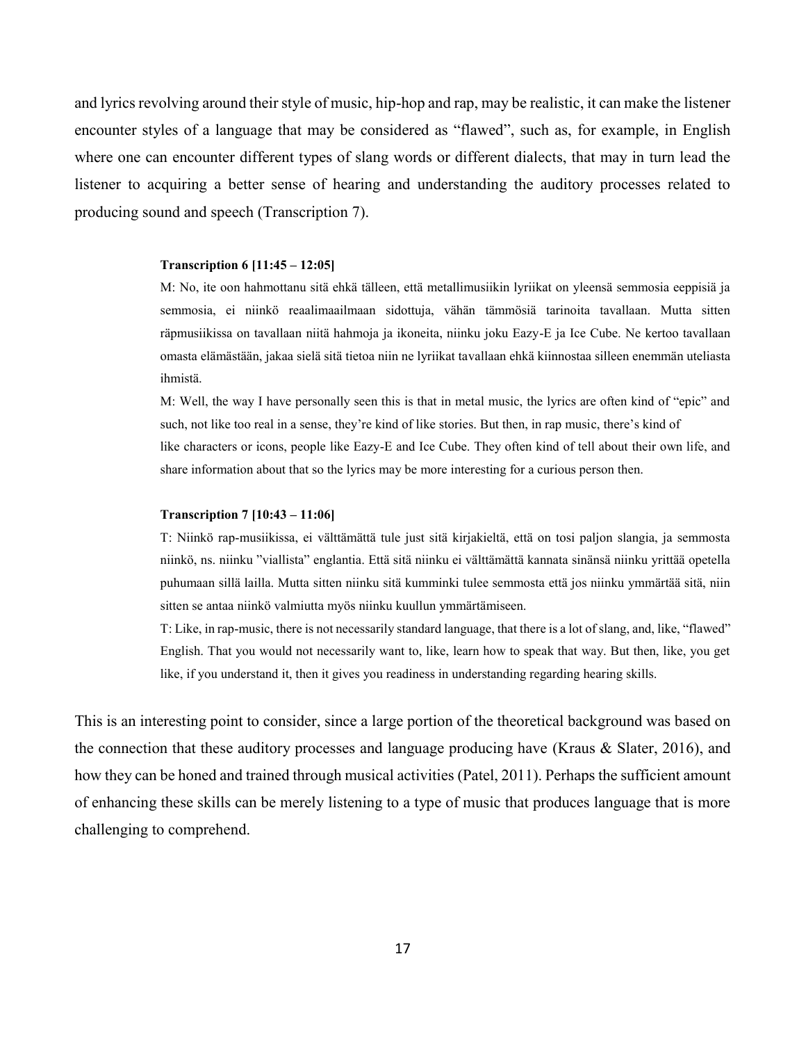and lyrics revolving around their style of music, hip-hop and rap, may be realistic, it can make the listener encounter styles of a language that may be considered as "flawed", such as, for example, in English where one can encounter different types of slang words or different dialects, that may in turn lead the listener to acquiring a better sense of hearing and understanding the auditory processes related to producing sound and speech (Transcription 7).

**Transcription 6 [11:45 – 12:05]**

M: No, ite oon hahmottanu sitä ehkä tälleen, että metallimusiikin lyriikat on yleensä semmosia eeppisiä ja semmosia, ei niinkö reaalimaailmaan sidottuja, vähän tämmösiä tarinoita tavallaan. Mutta sitten räpmusiikissa on tavallaan niitä hahmoja ja ikoneita, niinku joku Eazy-E ja Ice Cube. Ne kertoo tavallaan omasta elämästään, jakaa sielä sitä tietoa niin ne lyriikat tavallaan ehkä kiinnostaa silleen enemmän uteliasta ihmistä.

M: Well, the way I have personally seen this is that in metal music, the lyrics are often kind of "epic" and such, not like too real in a sense, they're kind of like stories. But then, in rap music, there's kind of like characters or icons, people like Eazy-E and Ice Cube. They often kind of tell about their own life, and share information about that so the lyrics may be more interesting for a curious person then.

**Transcription 7 [10:43 – 11:06]**

T: Niinkö rap-musiikissa, ei välttämättä tule just sitä kirjakieltä, että on tosi paljon slangia, ja semmosta niinkö, ns. niinku "viallista" englantia. Että sitä niinku ei välttämättä kannata sinänsä niinku yrittää opetella puhumaan sillä lailla. Mutta sitten niinku sitä kumminki tulee semmosta että jos niinku ymmärtää sitä, niin sitten se antaa niinkö valmiutta myös niinku kuullun ymmärtämiseen.

T: Like, in rap-music, there is not necessarily standard language, that there is a lot of slang, and, like, "flawed" English. That you would not necessarily want to, like, learn how to speak that way. But then, like, you get like, if you understand it, then it gives you readiness in understanding regarding hearing skills.

This is an interesting point to consider, since a large portion of the theoretical background was based on the connection that these auditory processes and language producing have (Kraus & Slater, 2016), and how they can be honed and trained through musical activities (Patel, 2011). Perhaps the sufficient amount of enhancing these skills can be merely listening to a type of music that produces language that is more challenging to comprehend.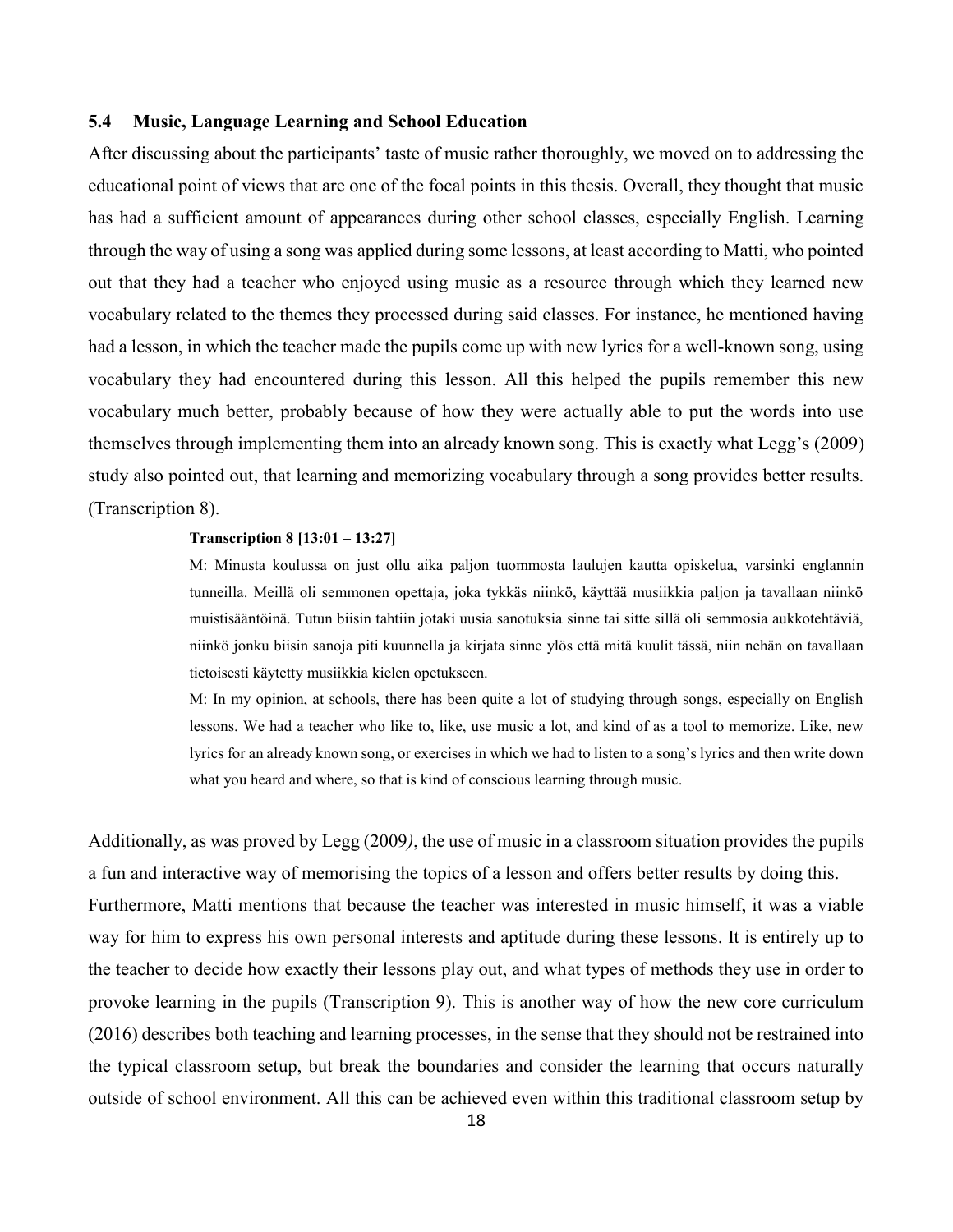## 5.4 Music, Language Learning and School Education

After discussing about the participants' taste of music rather thoroughly, we moved on to addressing the educational point of views that are one of the focal points in this thesis. Overall, they thought that music has had a sufficient amount of appearances during other school classes, especially English. Learning through the way of using a song was applied during some lessons, at least according to Matti, who pointed out that they had a teacher who enjoyed using music as a resource through which they learned new vocabulary related to the themes they processed during said classes. For instance, he mentioned having had a lesson, in which the teacher made the pupils come up with new lyrics for a well-known song, using vocabulary they had encountered during this lesson. All this helped the pupils remember this new vocabulary much better, probably because of how they were actually able to put the words into use themselves through implementing them into an already known song. This is exactly what Legg's (2009) study also pointed out, that learning and memorizing vocabulary through a song provides better results. (Transcription 8).

> **Transcription 8 [13:01 – 13:27]**
>
> M: Minusta koulussa on just ollu aika paljon tuommosta laulujen kautta opiskelua, varsinki englannin tunneilla. Meillä oli semmonen opettaja, joka tykkäs niinkö, käyttää musiikkia paljon ja tavallaan niinkö muistisääntöinä. Tutun biisin tahtiin jotaki uusia sanotuksia sinne tai sitte sillä oli semmosia aukkotehtäviä, niinkö jonku biisin sanoja piti kuunnella ja kirjata sinne ylös että mitä kuulit tässä, niin nehän on tavallaan tietoisesti käytetty musiikkia kielen opetukseen.
>
> M: In my opinion, at schools, there has been quite a lot of studying through songs, especially on English lessons. We had a teacher who like to, like, use music a lot, and kind of as a tool to memorize. Like, new lyrics for an already known song, or exercises in which we had to listen to a song's lyrics and then write down what you heard and where, so that is kind of conscious learning through music.

Additionally, as was proved by Legg (2009*)*, the use of music in a classroom situation provides the pupils a fun and interactive way of memorising the topics of a lesson and offers better results by doing this. Furthermore, Matti mentions that because the teacher was interested in music himself, it was a viable way for him to express his own personal interests and aptitude during these lessons. It is entirely up to the teacher to decide how exactly their lessons play out, and what types of methods they use in order to provoke learning in the pupils (Transcription 9). This is another way of how the new core curriculum (2016) describes both teaching and learning processes, in the sense that they should not be restrained into the typical classroom setup, but break the boundaries and consider the learning that occurs naturally outside of school environment. All this can be achieved even within this traditional classroom setup by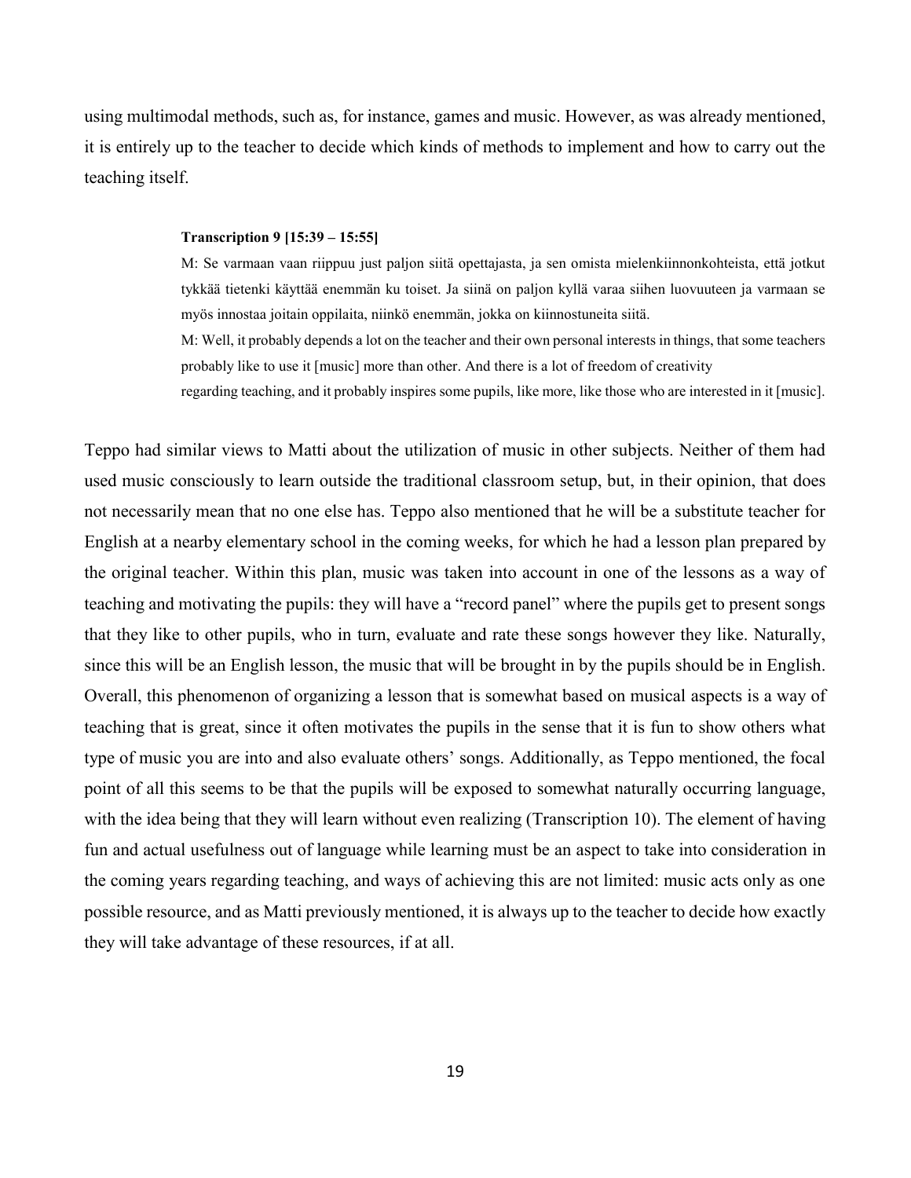using multimodal methods, such as, for instance, games and music. However, as was already mentioned, it is entirely up to the teacher to decide which kinds of methods to implement and how to carry out the teaching itself.

> **Transcription 9 [15:39 – 15:55]**
>
> M: Se varmaan vaan riippuu just paljon siitä opettajasta, ja sen omista mielenkiinnonkohteista, että jotkut tykkää tietenki käyttää enemmän ku toiset. Ja siinä on paljon kyllä varaa siihen luovuuteen ja varmaan se myös innostaa joitain oppilaita, niinkö enemmän, jokka on kiinnostuneita siitä.
>
> M: Well, it probably depends a lot on the teacher and their own personal interests in things, that some teachers probably like to use it [music] more than other. And there is a lot of freedom of creativity regarding teaching, and it probably inspires some pupils, like more, like those who are interested in it [music].

Teppo had similar views to Matti about the utilization of music in other subjects. Neither of them had used music consciously to learn outside the traditional classroom setup, but, in their opinion, that does not necessarily mean that no one else has. Teppo also mentioned that he will be a substitute teacher for English at a nearby elementary school in the coming weeks, for which he had a lesson plan prepared by the original teacher. Within this plan, music was taken into account in one of the lessons as a way of teaching and motivating the pupils: they will have a "record panel" where the pupils get to present songs that they like to other pupils, who in turn, evaluate and rate these songs however they like. Naturally, since this will be an English lesson, the music that will be brought in by the pupils should be in English. Overall, this phenomenon of organizing a lesson that is somewhat based on musical aspects is a way of teaching that is great, since it often motivates the pupils in the sense that it is fun to show others what type of music you are into and also evaluate others' songs. Additionally, as Teppo mentioned, the focal point of all this seems to be that the pupils will be exposed to somewhat naturally occurring language, with the idea being that they will learn without even realizing (Transcription 10). The element of having fun and actual usefulness out of language while learning must be an aspect to take into consideration in the coming years regarding teaching, and ways of achieving this are not limited: music acts only as one possible resource, and as Matti previously mentioned, it is always up to the teacher to decide how exactly they will take advantage of these resources, if at all.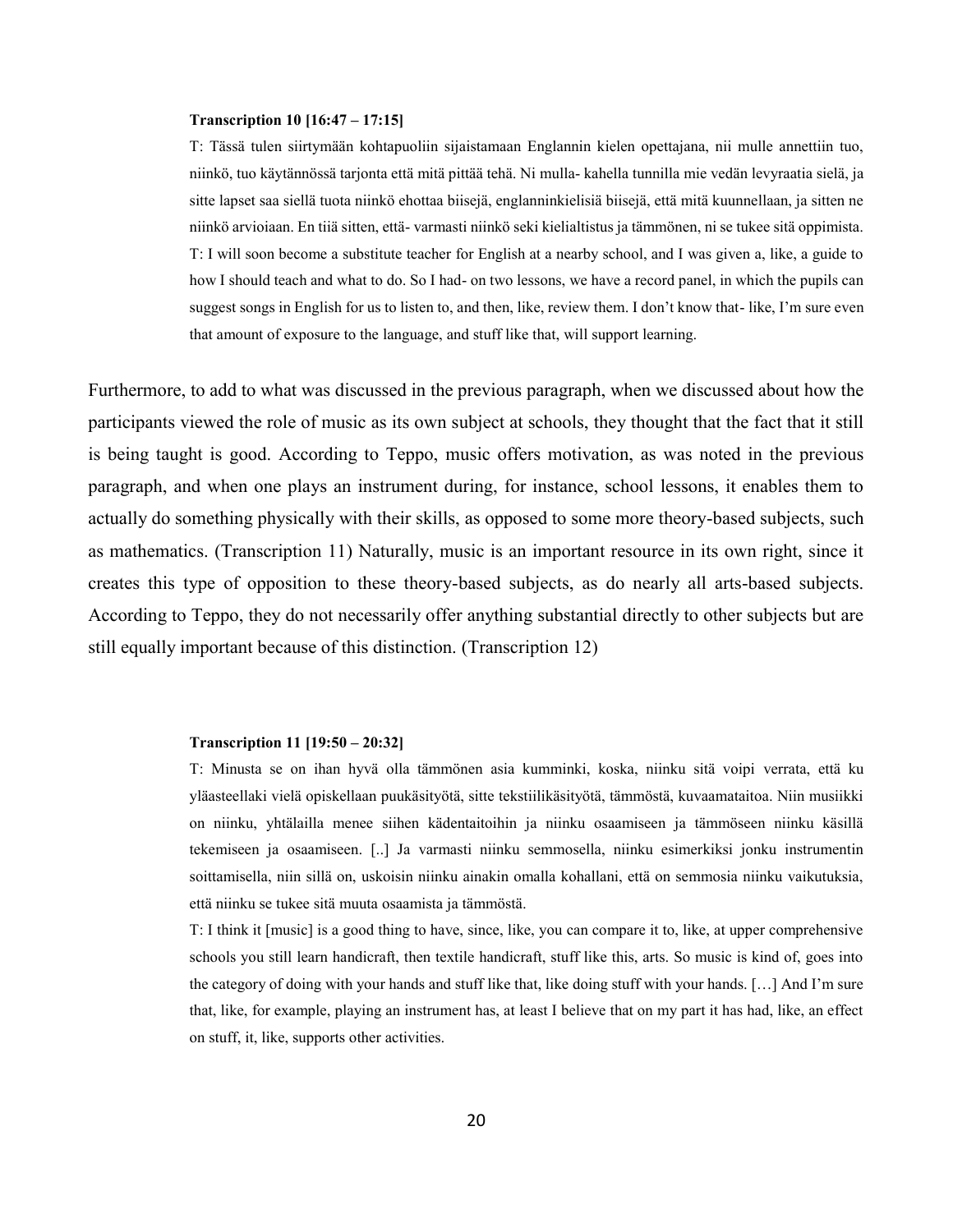**Transcription 10 [16:47 – 17:15]**

T: Tässä tulen siirtymään kohtapuoliin sijaistamaan Englannin kielen opettajana, nii mulle annettiin tuo, niinkö, tuo käytännössä tarjonta että mitä pittää tehä. Ni mulla- kahella tunnilla mie vedän levyraatia sielä, ja sitte lapset saa siellä tuota niinkö ehottaa biisejä, englanninkielisiä biisejä, että mitä kuunnellaan, ja sitten ne niinkö arvioiaan. En tiiä sitten, että- varmasti niinkö seki kielialtistus ja tämmönen, ni se tukee sitä oppimista.

T: I will soon become a substitute teacher for English at a nearby school, and I was given a, like, a guide to how I should teach and what to do. So I had- on two lessons, we have a record panel, in which the pupils can suggest songs in English for us to listen to, and then, like, review them. I don't know that- like, I'm sure even that amount of exposure to the language, and stuff like that, will support learning.

Furthermore, to add to what was discussed in the previous paragraph, when we discussed about how the participants viewed the role of music as its own subject at schools, they thought that the fact that it still is being taught is good. According to Teppo, music offers motivation, as was noted in the previous paragraph, and when one plays an instrument during, for instance, school lessons, it enables them to actually do something physically with their skills, as opposed to some more theory-based subjects, such as mathematics. (Transcription 11) Naturally, music is an important resource in its own right, since it creates this type of opposition to these theory-based subjects, as do nearly all arts-based subjects. According to Teppo, they do not necessarily offer anything substantial directly to other subjects but are still equally important because of this distinction. (Transcription 12)

**Transcription 11 [19:50 – 20:32]**

T: Minusta se on ihan hyvä olla tämmönen asia kumminki, koska, niinku sitä voipi verrata, että ku yläasteellaki vielä opiskellaan puukäsityötä, sitte tekstiilikäsityötä, tämmöstä, kuvaamataitoa. Niin musiikki on niinku, yhtälailla menee siihen kädentaitoihin ja niinku osaamiseen ja tämmöseen niinku käsillä tekemiseen ja osaamiseen. [..] Ja varmasti niinku semmosella, niinku esimerkiksi jonku instrumentin soittamisella, niin sillä on, uskoisin niinku ainakin omalla kohallani, että on semmosia niinku vaikutuksia, että niinku se tukee sitä muuta osaamista ja tämmöstä.

T: I think it [music] is a good thing to have, since, like, you can compare it to, like, at upper comprehensive schools you still learn handicraft, then textile handicraft, stuff like this, arts. So music is kind of, goes into the category of doing with your hands and stuff like that, like doing stuff with your hands. […] And I'm sure that, like, for example, playing an instrument has, at least I believe that on my part it has had, like, an effect on stuff, it, like, supports other activities.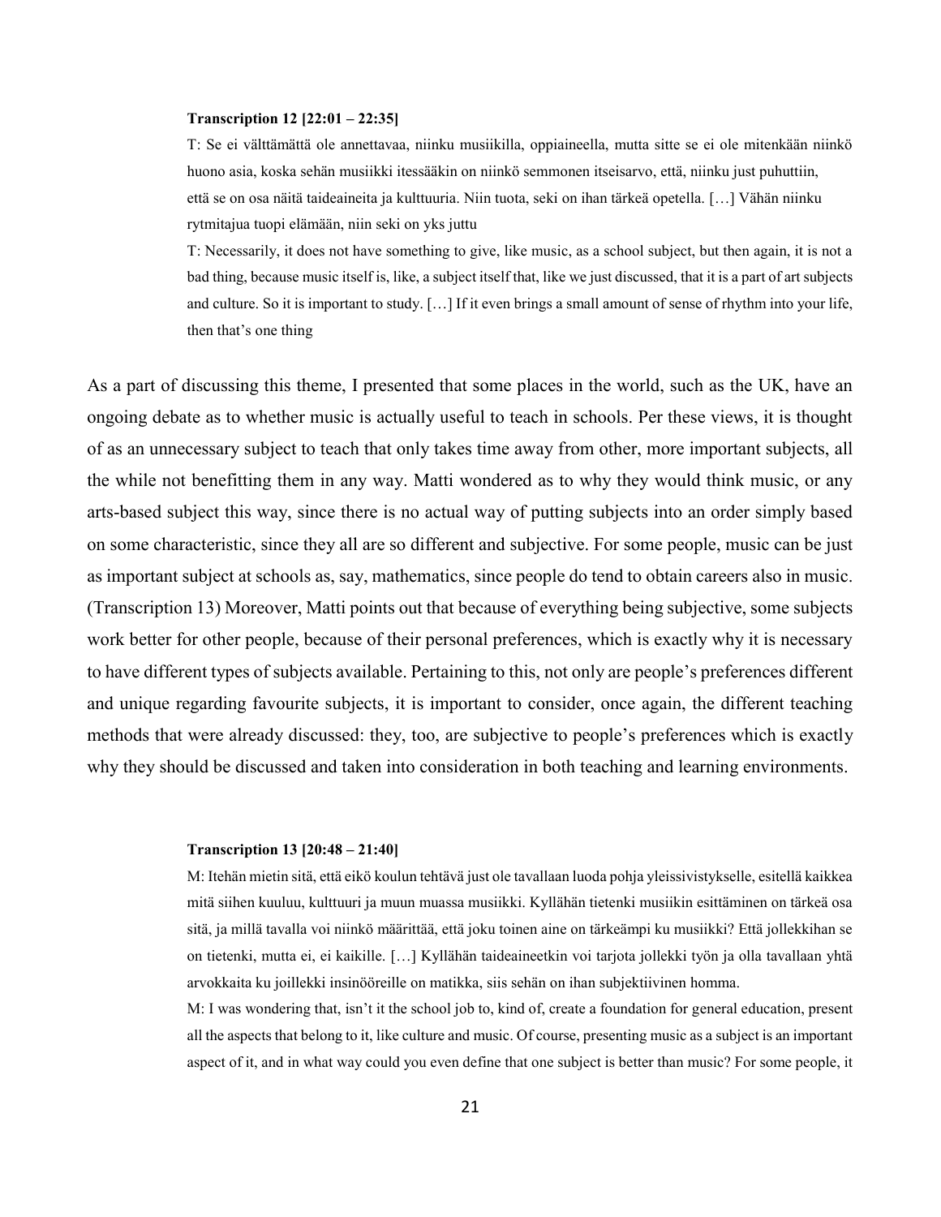**Transcription 12 [22:01 – 22:35]**

> T: Se ei välttämättä ole annettavaa, niinku musiikilla, oppiaineella, mutta sitte se ei ole mitenkään niinkö huono asia, koska sehän musiikki itessääkin on niinkö semmonen itseisarvo, että, niinku just puhuttiin, että se on osa näitä taideaineita ja kulttuuria. Niin tuota, seki on ihan tärkeä opetella. […] Vähän niinku rytmitajua tuopi elämään, niin seki on yks juttu
>
> T: Necessarily, it does not have something to give, like music, as a school subject, but then again, it is not a bad thing, because music itself is, like, a subject itself that, like we just discussed, that it is a part of art subjects and culture. So it is important to study. […] If it even brings a small amount of sense of rhythm into your life, then that's one thing

As a part of discussing this theme, I presented that some places in the world, such as the UK, have an ongoing debate as to whether music is actually useful to teach in schools. Per these views, it is thought of as an unnecessary subject to teach that only takes time away from other, more important subjects, all the while not benefitting them in any way. Matti wondered as to why they would think music, or any arts-based subject this way, since there is no actual way of putting subjects into an order simply based on some characteristic, since they all are so different and subjective. For some people, music can be just as important subject at schools as, say, mathematics, since people do tend to obtain careers also in music. (Transcription 13) Moreover, Matti points out that because of everything being subjective, some subjects work better for other people, because of their personal preferences, which is exactly why it is necessary to have different types of subjects available. Pertaining to this, not only are people's preferences different and unique regarding favourite subjects, it is important to consider, once again, the different teaching methods that were already discussed: they, too, are subjective to people's preferences which is exactly why they should be discussed and taken into consideration in both teaching and learning environments.

**Transcription 13 [20:48 – 21:40]**

> M: Itehän mietin sitä, että eikö koulun tehtävä just ole tavallaan luoda pohja yleissivistykselle, esitellä kaikkea mitä siihen kuuluu, kulttuuri ja muun muassa musiikki. Kyllähän tietenki musiikin esittäminen on tärkeä osa sitä, ja millä tavalla voi niinkö määrittää, että joku toinen aine on tärkeämpi ku musiikki? Että jollekkihan se on tietenki, mutta ei, ei kaikille. […] Kyllähän taideaineetkin voi tarjota jollekki työn ja olla tavallaan yhtä arvokkaita ku joillekki insinööreille on matikka, siis sehän on ihan subjektiivinen homma.
>
> M: I was wondering that, isn't it the school job to, kind of, create a foundation for general education, present all the aspects that belong to it, like culture and music. Of course, presenting music as a subject is an important aspect of it, and in what way could you even define that one subject is better than music? For some people, it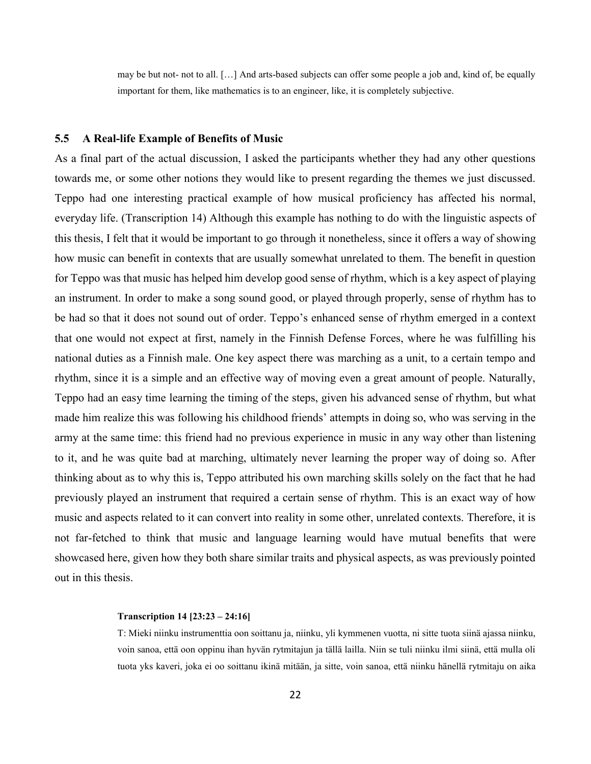may be but not- not to all. […] And arts-based subjects can offer some people a job and, kind of, be equally important for them, like mathematics is to an engineer, like, it is completely subjective.

### 5.5 A Real-life Example of Benefits of Music

As a final part of the actual discussion, I asked the participants whether they had any other questions towards me, or some other notions they would like to present regarding the themes we just discussed. Teppo had one interesting practical example of how musical proficiency has affected his normal, everyday life. (Transcription 14) Although this example has nothing to do with the linguistic aspects of this thesis, I felt that it would be important to go through it nonetheless, since it offers a way of showing how music can benefit in contexts that are usually somewhat unrelated to them. The benefit in question for Teppo was that music has helped him develop good sense of rhythm, which is a key aspect of playing an instrument. In order to make a song sound good, or played through properly, sense of rhythm has to be had so that it does not sound out of order. Teppo's enhanced sense of rhythm emerged in a context that one would not expect at first, namely in the Finnish Defense Forces, where he was fulfilling his national duties as a Finnish male. One key aspect there was marching as a unit, to a certain tempo and rhythm, since it is a simple and an effective way of moving even a great amount of people. Naturally, Teppo had an easy time learning the timing of the steps, given his advanced sense of rhythm, but what made him realize this was following his childhood friends' attempts in doing so, who was serving in the army at the same time: this friend had no previous experience in music in any way other than listening to it, and he was quite bad at marching, ultimately never learning the proper way of doing so. After thinking about as to why this is, Teppo attributed his own marching skills solely on the fact that he had previously played an instrument that required a certain sense of rhythm. This is an exact way of how music and aspects related to it can convert into reality in some other, unrelated contexts. Therefore, it is not far-fetched to think that music and language learning would have mutual benefits that were showcased here, given how they both share similar traits and physical aspects, as was previously pointed out in this thesis.

**Transcription 14 [23:23 – 24:16]**

T: Mieki niinku instrumenttia oon soittanu ja, niinku, yli kymmenen vuotta, ni sitte tuota siinä ajassa niinku, voin sanoa, että oon oppinu ihan hyvän rytmitajun ja tällä lailla. Niin se tuli niinku ilmi siinä, että mulla oli tuota yks kaveri, joka ei oo soittanu ikinä mitään, ja sitte, voin sanoa, että niinku hänellä rytmitaju on aika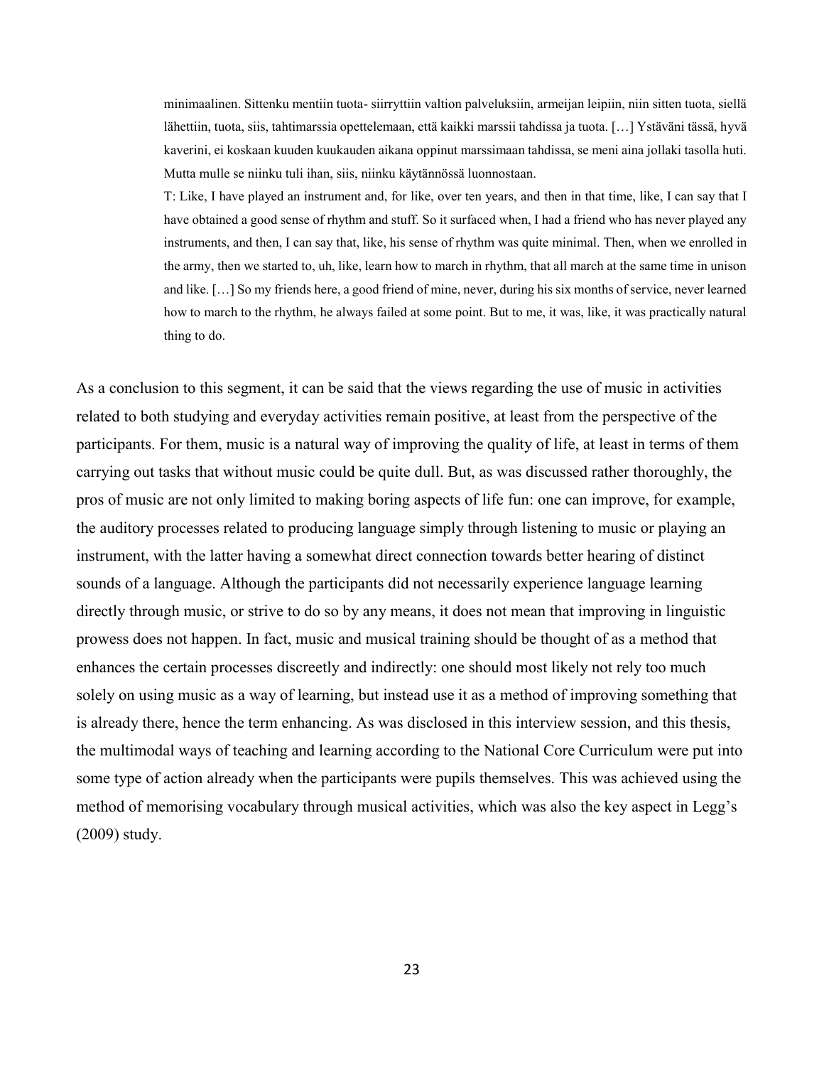> minimaalinen. Sittenku mentiin tuota- siirryttiin valtion palveluksiin, armeijan leipiin, niin sitten tuota, siellä lähettiin, tuota, siis, tahtimarssia opettelemaan, että kaikki marssii tahdissa ja tuota. […] Ystäväni tässä, hyvä kaverini, ei koskaan kuuden kuukauden aikana oppinut marssimaan tahdissa, se meni aina jollaki tasolla huti. Mutta mulle se niinku tuli ihan, siis, niinku käytännössä luonnostaan.
>
> T: Like, I have played an instrument and, for like, over ten years, and then in that time, like, I can say that I have obtained a good sense of rhythm and stuff. So it surfaced when, I had a friend who has never played any instruments, and then, I can say that, like, his sense of rhythm was quite minimal. Then, when we enrolled in the army, then we started to, uh, like, learn how to march in rhythm, that all march at the same time in unison and like. […] So my friends here, a good friend of mine, never, during his six months of service, never learned how to march to the rhythm, he always failed at some point. But to me, it was, like, it was practically natural thing to do.

As a conclusion to this segment, it can be said that the views regarding the use of music in activities related to both studying and everyday activities remain positive, at least from the perspective of the participants. For them, music is a natural way of improving the quality of life, at least in terms of them carrying out tasks that without music could be quite dull. But, as was discussed rather thoroughly, the pros of music are not only limited to making boring aspects of life fun: one can improve, for example, the auditory processes related to producing language simply through listening to music or playing an instrument, with the latter having a somewhat direct connection towards better hearing of distinct sounds of a language. Although the participants did not necessarily experience language learning directly through music, or strive to do so by any means, it does not mean that improving in linguistic prowess does not happen. In fact, music and musical training should be thought of as a method that enhances the certain processes discreetly and indirectly: one should most likely not rely too much solely on using music as a way of learning, but instead use it as a method of improving something that is already there, hence the term enhancing. As was disclosed in this interview session, and this thesis, the multimodal ways of teaching and learning according to the National Core Curriculum were put into some type of action already when the participants were pupils themselves. This was achieved using the method of memorising vocabulary through musical activities, which was also the key aspect in Legg's (2009) study.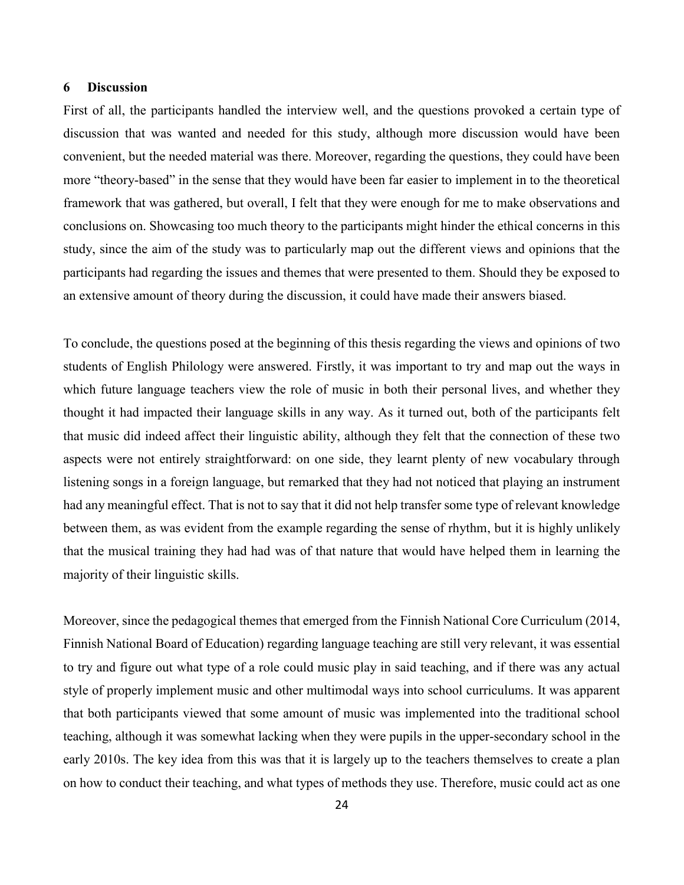## 6 Discussion

First of all, the participants handled the interview well, and the questions provoked a certain type of discussion that was wanted and needed for this study, although more discussion would have been convenient, but the needed material was there. Moreover, regarding the questions, they could have been more "theory-based" in the sense that they would have been far easier to implement in to the theoretical framework that was gathered, but overall, I felt that they were enough for me to make observations and conclusions on. Showcasing too much theory to the participants might hinder the ethical concerns in this study, since the aim of the study was to particularly map out the different views and opinions that the participants had regarding the issues and themes that were presented to them. Should they be exposed to an extensive amount of theory during the discussion, it could have made their answers biased.

To conclude, the questions posed at the beginning of this thesis regarding the views and opinions of two students of English Philology were answered. Firstly, it was important to try and map out the ways in which future language teachers view the role of music in both their personal lives, and whether they thought it had impacted their language skills in any way. As it turned out, both of the participants felt that music did indeed affect their linguistic ability, although they felt that the connection of these two aspects were not entirely straightforward: on one side, they learnt plenty of new vocabulary through listening songs in a foreign language, but remarked that they had not noticed that playing an instrument had any meaningful effect. That is not to say that it did not help transfer some type of relevant knowledge between them, as was evident from the example regarding the sense of rhythm, but it is highly unlikely that the musical training they had had was of that nature that would have helped them in learning the majority of their linguistic skills.

Moreover, since the pedagogical themes that emerged from the Finnish National Core Curriculum (2014, Finnish National Board of Education) regarding language teaching are still very relevant, it was essential to try and figure out what type of a role could music play in said teaching, and if there was any actual style of properly implement music and other multimodal ways into school curriculums. It was apparent that both participants viewed that some amount of music was implemented into the traditional school teaching, although it was somewhat lacking when they were pupils in the upper-secondary school in the early 2010s. The key idea from this was that it is largely up to the teachers themselves to create a plan on how to conduct their teaching, and what types of methods they use. Therefore, music could act as one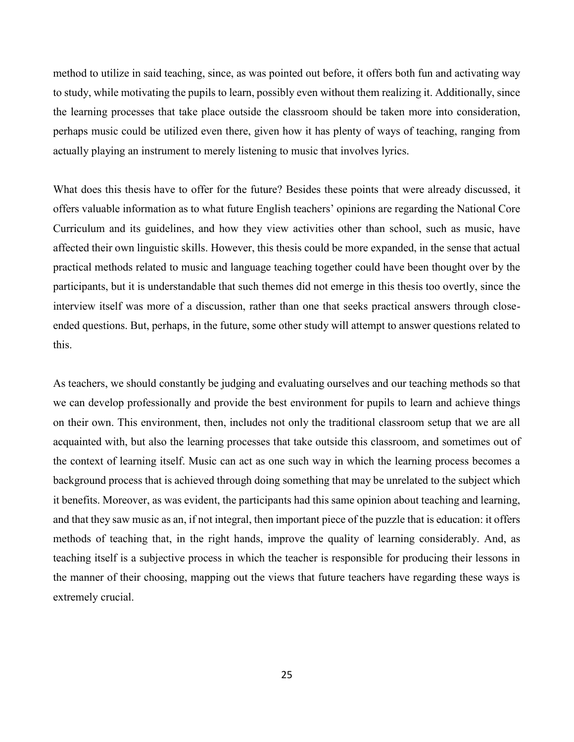method to utilize in said teaching, since, as was pointed out before, it offers both fun and activating way to study, while motivating the pupils to learn, possibly even without them realizing it. Additionally, since the learning processes that take place outside the classroom should be taken more into consideration, perhaps music could be utilized even there, given how it has plenty of ways of teaching, ranging from actually playing an instrument to merely listening to music that involves lyrics.

What does this thesis have to offer for the future? Besides these points that were already discussed, it offers valuable information as to what future English teachers' opinions are regarding the National Core Curriculum and its guidelines, and how they view activities other than school, such as music, have affected their own linguistic skills. However, this thesis could be more expanded, in the sense that actual practical methods related to music and language teaching together could have been thought over by the participants, but it is understandable that such themes did not emerge in this thesis too overtly, since the interview itself was more of a discussion, rather than one that seeks practical answers through close-ended questions. But, perhaps, in the future, some other study will attempt to answer questions related to this.

As teachers, we should constantly be judging and evaluating ourselves and our teaching methods so that we can develop professionally and provide the best environment for pupils to learn and achieve things on their own. This environment, then, includes not only the traditional classroom setup that we are all acquainted with, but also the learning processes that take outside this classroom, and sometimes out of the context of learning itself. Music can act as one such way in which the learning process becomes a background process that is achieved through doing something that may be unrelated to the subject which it benefits. Moreover, as was evident, the participants had this same opinion about teaching and learning, and that they saw music as an, if not integral, then important piece of the puzzle that is education: it offers methods of teaching that, in the right hands, improve the quality of learning considerably. And, as teaching itself is a subjective process in which the teacher is responsible for producing their lessons in the manner of their choosing, mapping out the views that future teachers have regarding these ways is extremely crucial.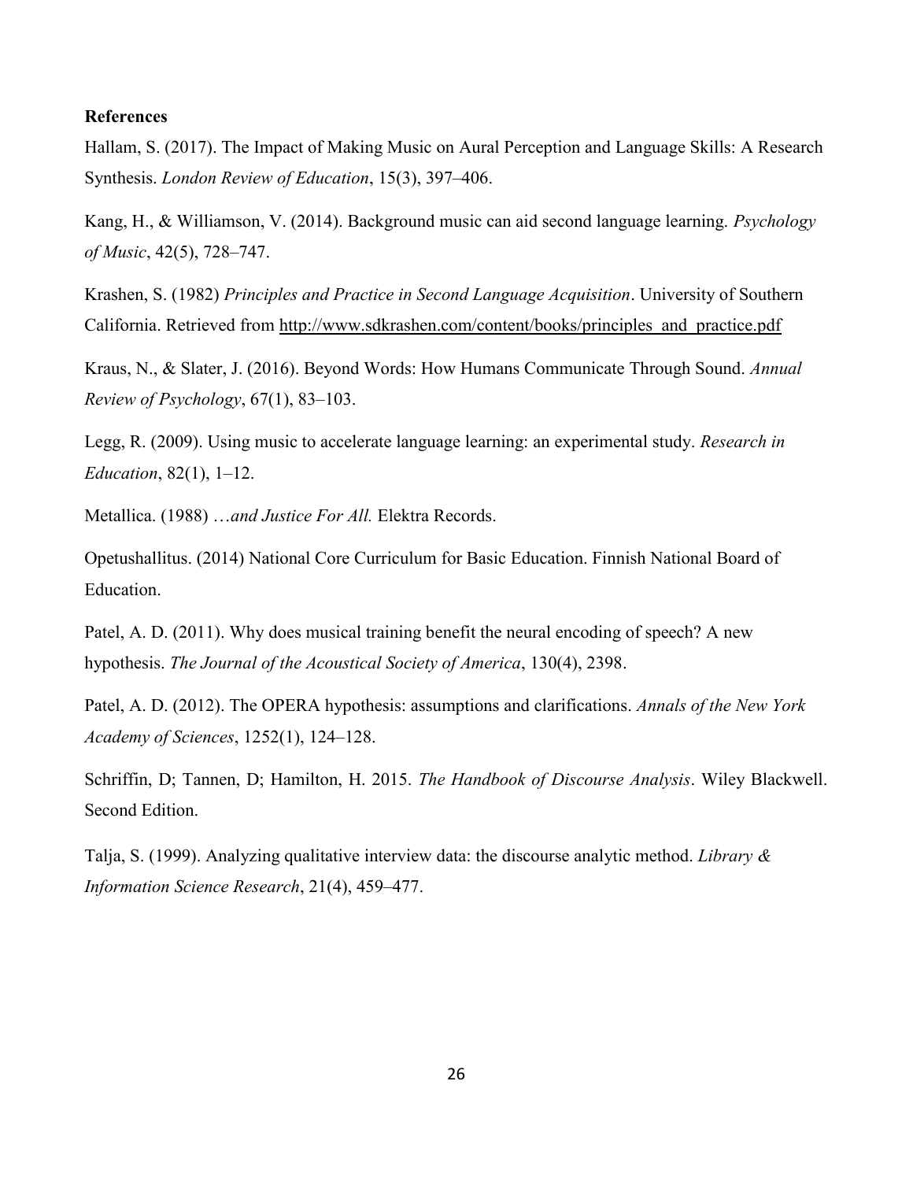**References**

Hallam, S. (2017). The Impact of Making Music on Aural Perception and Language Skills: A Research Synthesis. *London Review of Education*, 15(3), 397–406.

Kang, H., & Williamson, V. (2014). Background music can aid second language learning. *Psychology of Music*, 42(5), 728–747.

Krashen, S. (1982) *Principles and Practice in Second Language Acquisition*. University of Southern California. Retrieved from http://www.sdkrashen.com/content/books/principles_and_practice.pdf

Kraus, N., & Slater, J. (2016). Beyond Words: How Humans Communicate Through Sound. *Annual Review of Psychology*, 67(1), 83–103.

Legg, R. (2009). Using music to accelerate language learning: an experimental study. *Research in Education*, 82(1), 1–12.

Metallica. (1988) *…and Justice For All.* Elektra Records.

Opetushallitus. (2014) National Core Curriculum for Basic Education. Finnish National Board of Education.

Patel, A. D. (2011). Why does musical training benefit the neural encoding of speech? A new hypothesis. *The Journal of the Acoustical Society of America*, 130(4), 2398.

Patel, A. D. (2012). The OPERA hypothesis: assumptions and clarifications. *Annals of the New York Academy of Sciences*, 1252(1), 124–128.

Schriffin, D; Tannen, D; Hamilton, H. 2015. *The Handbook of Discourse Analysis*. Wiley Blackwell. Second Edition.

Talja, S. (1999). Analyzing qualitative interview data: the discourse analytic method. *Library & Information Science Research*, 21(4), 459–477.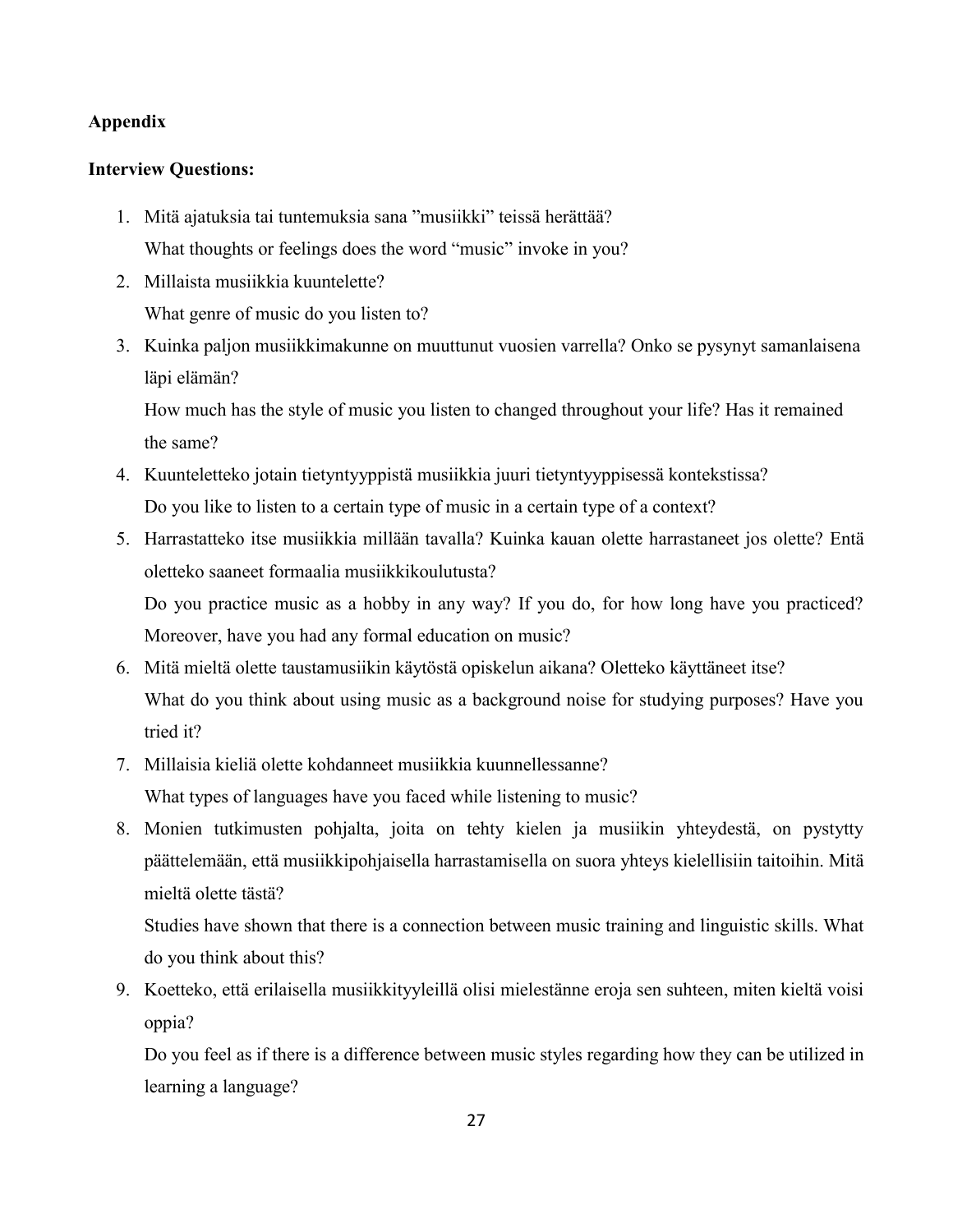## Appendix

### Interview Questions:

1. Mitä ajatuksia tai tuntemuksia sana ”musiikki” teissä herättää?
   What thoughts or feelings does the word "music" invoke in you?
2. Millaista musiikkia kuuntelette?
   What genre of music do you listen to?
3. Kuinka paljon musiikkimakunne on muuttunut vuosien varrella? Onko se pysynyt samanlaisena läpi elämän?
   How much has the style of music you listen to changed throughout your life? Has it remained the same?
4. Kuunteletteko jotain tietyntyyppistä musiikkia juuri tietyntyyppisessä kontekstissa?
   Do you like to listen to a certain type of music in a certain type of a context?
5. Harrastatteko itse musiikkia millään tavalla? Kuinka kauan olette harrastaneet jos olette? Entä oletteko saaneet formaalia musiikkikoulutusta?
   Do you practice music as a hobby in any way? If you do, for how long have you practiced? Moreover, have you had any formal education on music?
6. Mitä mieltä olette taustamusiikin käytöstä opiskelun aikana? Oletteko käyttäneet itse?
   What do you think about using music as a background noise for studying purposes? Have you tried it?
7. Millaisia kieliä olette kohdanneet musiikkia kuunnellessanne?
   What types of languages have you faced while listening to music?
8. Monien tutkimusten pohjalta, joita on tehty kielen ja musiikin yhteydestä, on pystytty päättelemään, että musiikkipohjaisella harrastamisella on suora yhteys kielellisiin taitoihin. Mitä mieltä olette tästä?
   Studies have shown that there is a connection between music training and linguistic skills. What do you think about this?
9. Koetteko, että erilaisella musiikkityyleillä olisi mielestänne eroja sen suhteen, miten kieltä voisi oppia?
   Do you feel as if there is a difference between music styles regarding how they can be utilized in learning a language?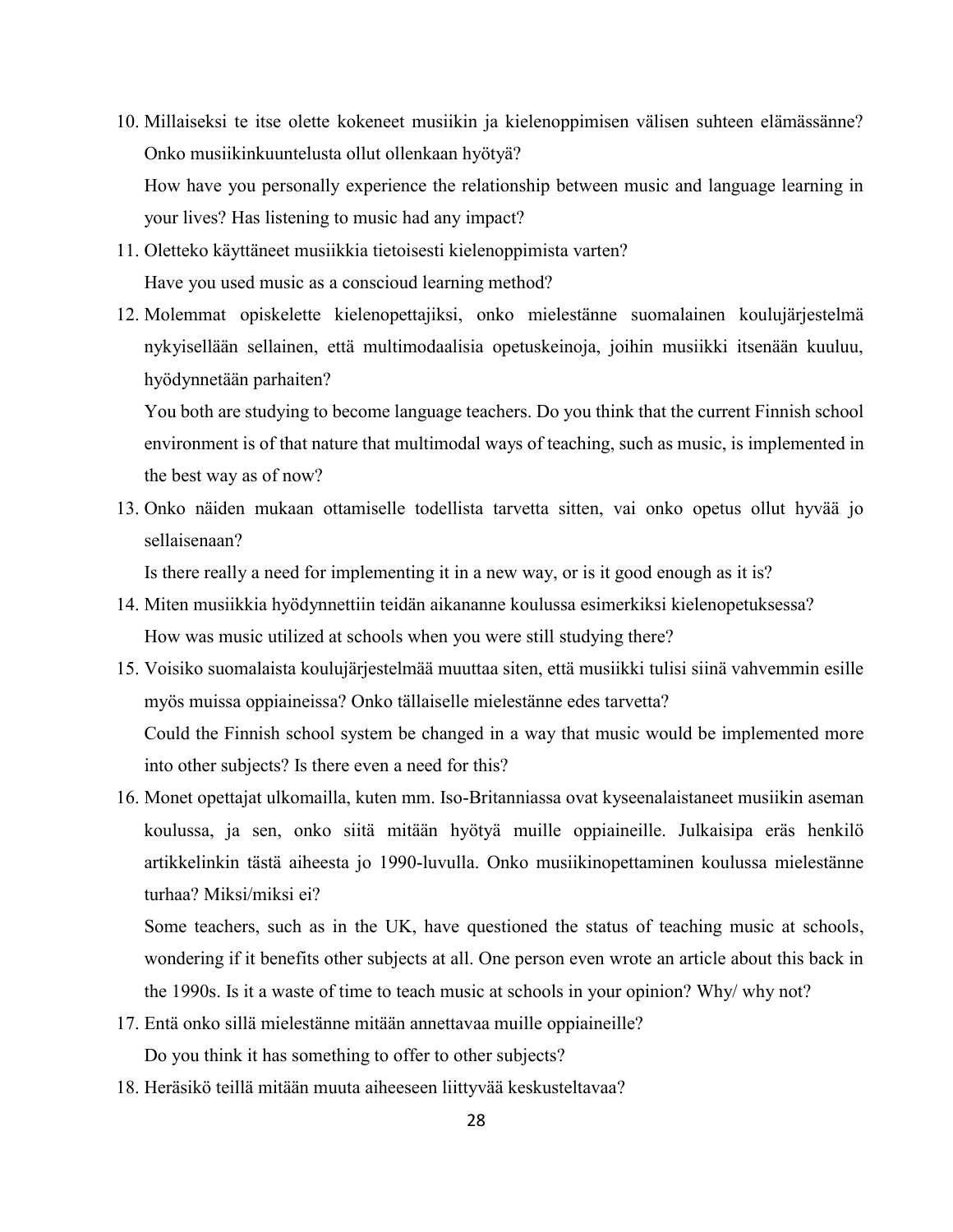10. Millaiseksi te itse olette kokeneet musiikin ja kielenoppimisen välisen suhteen elämässänne? Onko musiikinkuuntelusta ollut ollenkaan hyötyä?

    How have you personally experience the relationship between music and language learning in your lives? Has listening to music had any impact?

11. Oletteko käyttäneet musiikkia tietoisesti kielenoppimista varten?

    Have you used music as a conscioud learning method?

12. Molemmat opiskelette kielenopettajiksi, onko mielestänne suomalainen koulujärjestelmä nykyisellään sellainen, että multimodaalisia opetuskeinoja, joihin musiikki itsenään kuuluu, hyödynnetään parhaiten?

    You both are studying to become language teachers. Do you think that the current Finnish school environment is of that nature that multimodal ways of teaching, such as music, is implemented in the best way as of now?

13. Onko näiden mukaan ottamiselle todellista tarvetta sitten, vai onko opetus ollut hyvää jo sellaisenaan?

    Is there really a need for implementing it in a new way, or is it good enough as it is?

14. Miten musiikkia hyödynnettiin teidän aikananne koulussa esimerkiksi kielenopetuksessa?

    How was music utilized at schools when you were still studying there?

15. Voisiko suomalaista koulujärjestelmää muuttaa siten, että musiikki tulisi siinä vahvemmin esille myös muissa oppiaineissa? Onko tällaiselle mielestänne edes tarvetta?

    Could the Finnish school system be changed in a way that music would be implemented more into other subjects? Is there even a need for this?

16. Monet opettajat ulkomailla, kuten mm. Iso-Britanniassa ovat kyseenalaistaneet musiikin aseman koulussa, ja sen, onko siitä mitään hyötyä muille oppiaineille. Julkaisipa eräs henkilö artikkelinkin tästä aiheesta jo 1990-luvulla. Onko musiikinopettaminen koulussa mielestänne turhaa? Miksi/miksi ei?

    Some teachers, such as in the UK, have questioned the status of teaching music at schools, wondering if it benefits other subjects at all. One person even wrote an article about this back in the 1990s. Is it a waste of time to teach music at schools in your opinion? Why/ why not?

17. Entä onko sillä mielestänne mitään annettavaa muille oppiaineille?

    Do you think it has something to offer to other subjects?

18. Heräsikö teillä mitään muuta aiheeseen liittyvää keskusteltavaa?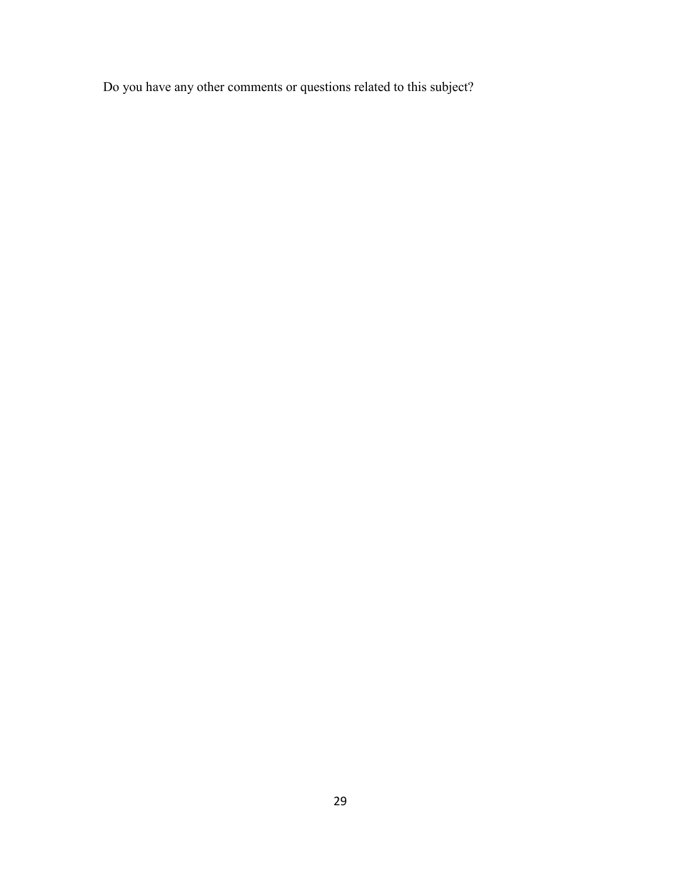Do you have any other comments or questions related to this subject?